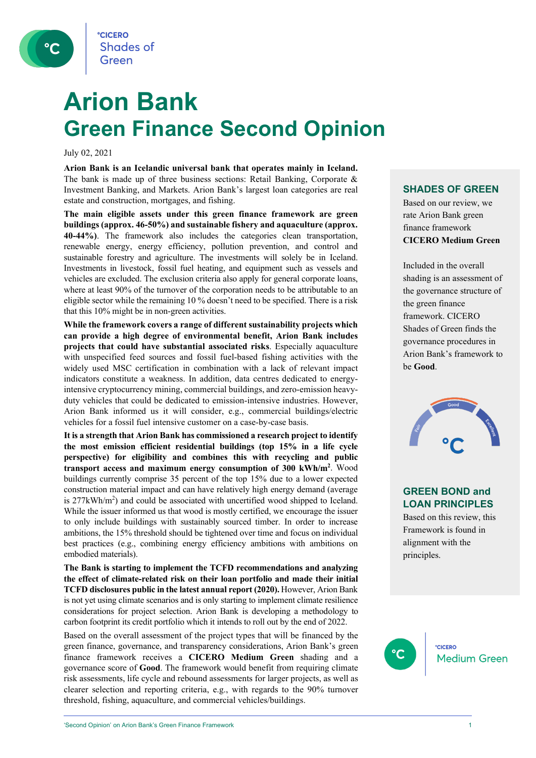# Arion Bank

## Green Finance Second Opinion

July 02, 2021

**Arion Bank is an Icelandic universal bank that operates mainly in Iceland.** The bank is made up of three business sections: Retail Banking, Corporate & Investment Banking, and Markets. Arion Bank's largest loan categories are real estate and construction, mortgages, and fishing.

**The main eligible assets under this green finance framework are green buildings (approx. 46-50%) and sustainable fishery and aquaculture (approx. 40-44%)**. The framework also includes the categories clean transportation, renewable energy, energy efficiency, pollution prevention, and control and sustainable forestry and agriculture. The investments will solely be in Iceland. Investments in livestock, fossil fuel heating, and equipment such as vessels and vehicles are excluded. The exclusion criteria also apply for general corporate loans, where at least 90% of the turnover of the corporation needs to be attributable to an eligible sector while the remaining 10 % doesn't need to be specified. There is a risk that this 10% might be in non-green activities.

**While the framework covers a range of different sustainability projects which can provide a high degree of environmental benefit, Arion Bank includes projects that could have substantial associated risks**. Especially aquaculture with unspecified feed sources and fossil fuel-based fishing activities with the widely used MSC certification in combination with a lack of relevant impact indicators constitute a weakness. In addition, data centres dedicated to energy-intensive cryptocurrency mining, commercial buildings, and zero-emission heavy-duty vehicles that could be dedicated to emission-intensive industries. However, Arion Bank informed us it will consider, e.g., commercial buildings/electric vehicles for a fossil fuel intensive customer on a case-by-case basis.

**It is a strength that Arion Bank has commissioned a research project to identify the most emission efficient residential buildings (top 15% in a life cycle perspective) for eligibility and combines this with recycling and public transport access and maximum energy consumption of 300 kWh/m²**. Wood buildings currently comprise 35 percent of the top 15% due to a lower expected construction material impact and can have relatively high energy demand (average is 277kWh/m²) and could be associated with uncertified wood shipped to Iceland. While the issuer informed us that wood is mostly certified, we encourage the issuer to only include buildings with sustainably sourced timber. In order to increase ambitions, the 15% threshold should be tightened over time and focus on individual best practices (e.g., combining energy efficiency ambitions with ambitions on embodied materials).

**The Bank is starting to implement the TCFD recommendations and analyzing the effect of climate-related risk on their loan portfolio and made their initial TCFD disclosures public in the latest annual report (2020).** However, Arion Bank is not yet using climate scenarios and is only starting to implement climate resilience considerations for project selection. Arion Bank is developing a methodology to carbon footprint its credit portfolio which it intends to roll out by the end of 2022.

Based on the overall assessment of the project types that will be financed by the green finance, governance, and transparency considerations, Arion Bank's green finance framework receives a **CICERO Medium Green** shading and a governance score of **Good**. The framework would benefit from requiring climate risk assessments, life cycle and rebound assessments for larger projects, as well as clearer selection and reporting criteria, e.g., with regards to the 90% turnover threshold, fishing, aquaculture, and commercial vehicles/buildings.

### SHADES OF GREEN

Based on our review, we rate Arion Bank green finance framework **CICERO Medium Green**

Included in the overall shading is an assessment of the governance structure of the green finance framework. CICERO Shades of Green finds the governance procedures in Arion Bank's framework to be **Good**.

### GREEN BOND and LOAN PRINCIPLES

Based on this review, this Framework is found in alignment with the principles.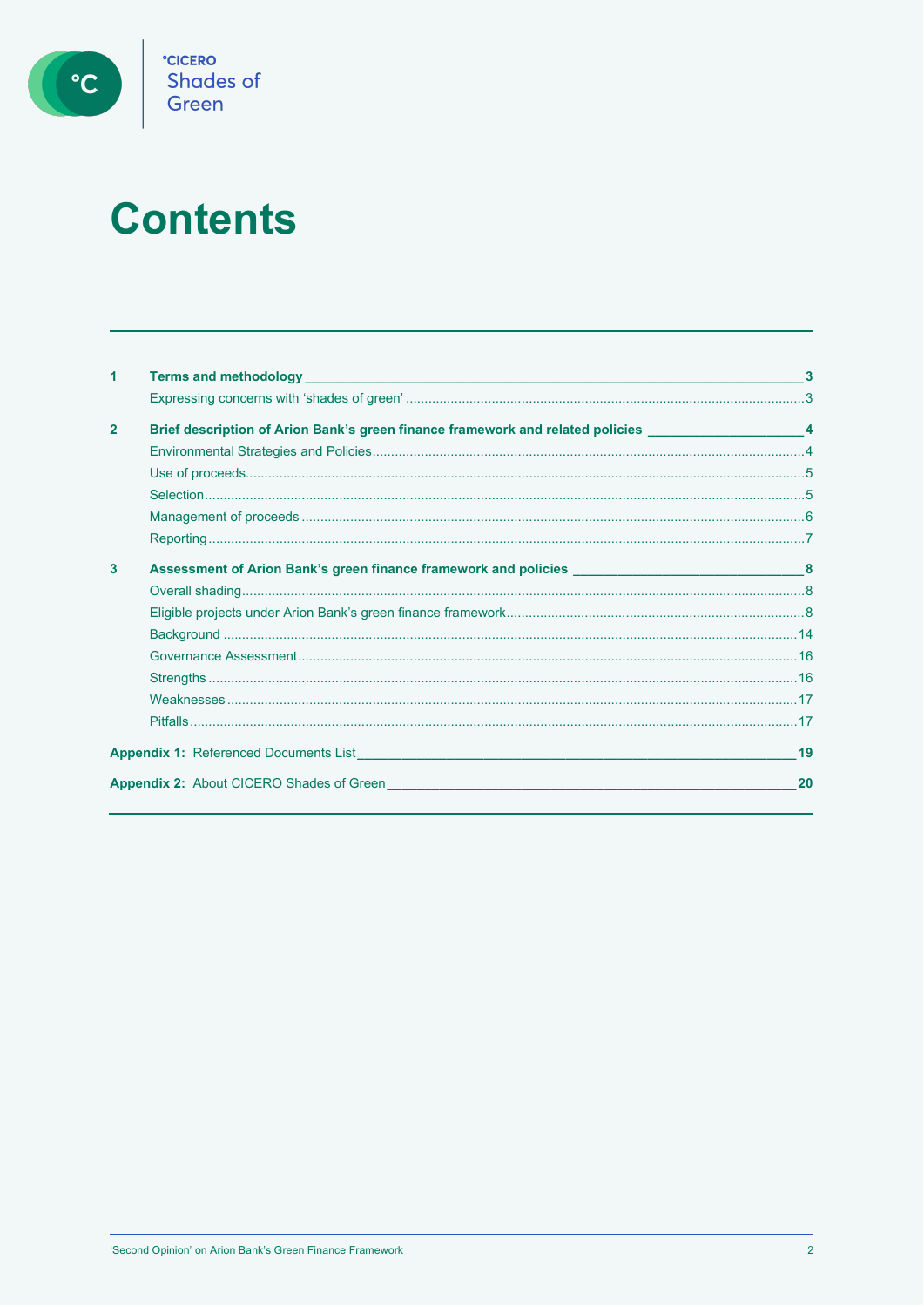# Contents

| | | |
|---|---|---|
| **1** | **Terms and methodology** | **3** |
| | Expressing concerns with 'shades of green' | 3 |
| **2** | **Brief description of Arion Bank's green finance framework and related policies** | **4** |
| | Environmental Strategies and Policies | 4 |
| | Use of proceeds | 5 |
| | Selection | 5 |
| | Management of proceeds | 6 |
| | Reporting | 7 |
| **3** | **Assessment of Arion Bank's green finance framework and policies** | **8** |
| | Overall shading | 8 |
| | Eligible projects under Arion Bank's green finance framework | 8 |
| | Background | 14 |
| | Governance Assessment | 16 |
| | Strengths | 16 |
| | Weaknesses | 17 |
| | Pitfalls | 17 |
| **Appendix 1:** | Referenced Documents List | **19** |
| **Appendix 2:** | About CICERO Shades of Green | **20** |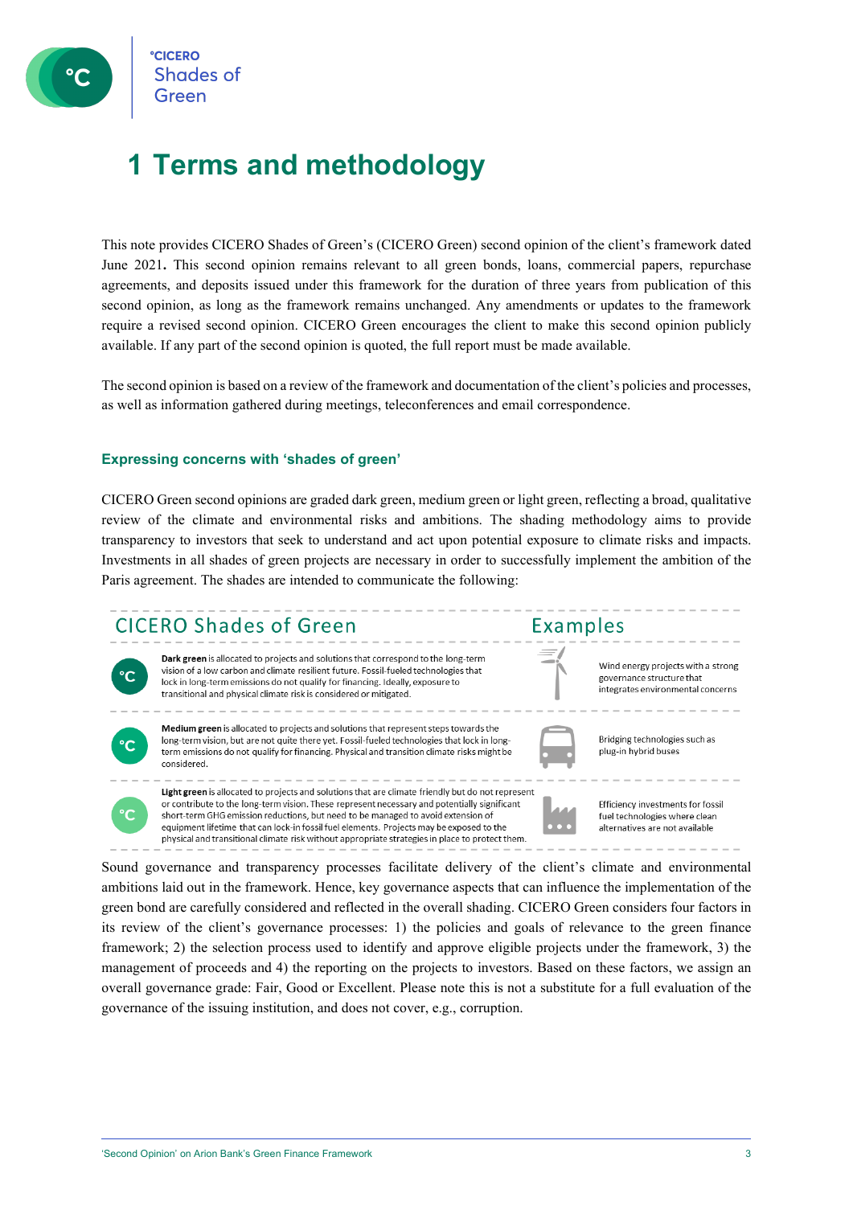# 1 Terms and methodology

This note provides CICERO Shades of Green's (CICERO Green) second opinion of the client's framework dated June 2021**.** This second opinion remains relevant to all green bonds, loans, commercial papers, repurchase agreements, and deposits issued under this framework for the duration of three years from publication of this second opinion, as long as the framework remains unchanged. Any amendments or updates to the framework require a revised second opinion. CICERO Green encourages the client to make this second opinion publicly available. If any part of the second opinion is quoted, the full report must be made available.

The second opinion is based on a review of the framework and documentation of the client's policies and processes, as well as information gathered during meetings, teleconferences and email correspondence.

### Expressing concerns with 'shades of green'

CICERO Green second opinions are graded dark green, medium green or light green, reflecting a broad, qualitative review of the climate and environmental risks and ambitions. The shading methodology aims to provide transparency to investors that seek to understand and act upon potential exposure to climate risks and impacts. Investments in all shades of green projects are necessary in order to successfully implement the ambition of the Paris agreement. The shades are intended to communicate the following:

| CICERO Shades of Green | Examples |
|---|---|
| **Dark green** is allocated to projects and solutions that correspond to the long-term vision of a low carbon and climate resilient future. Fossil-fueled technologies that lock in long-term emissions do not qualify for financing. Ideally, exposure to transitional and physical climate risk is considered or mitigated. | Wind energy projects with a strong governance structure that integrates environmental concerns |
| **Medium green** is allocated to projects and solutions that represent steps towards the long-term vision, but are not quite there yet. Fossil-fueled technologies that lock in long-term emissions do not qualify for financing. Physical and transition climate risks might be considered. | Bridging technologies such as plug-in hybrid buses |
| **Light green** is allocated to projects and solutions that are climate friendly but do not represent or contribute to the long-term vision. These represent necessary and potentially significant short-term GHG emission reductions, but need to be managed to avoid extension of equipment lifetime that can lock-in fossil fuel elements. Projects may be exposed to the physical and transitional climate risk without appropriate strategies in place to protect them. | Efficiency investments for fossil fuel technologies where clean alternatives are not available |

Sound governance and transparency processes facilitate delivery of the client's climate and environmental ambitions laid out in the framework. Hence, key governance aspects that can influence the implementation of the green bond are carefully considered and reflected in the overall shading. CICERO Green considers four factors in its review of the client's governance processes: 1) the policies and goals of relevance to the green finance framework; 2) the selection process used to identify and approve eligible projects under the framework, 3) the management of proceeds and 4) the reporting on the projects to investors. Based on these factors, we assign an overall governance grade: Fair, Good or Excellent. Please note this is not a substitute for a full evaluation of the governance of the issuing institution, and does not cover, e.g., corruption.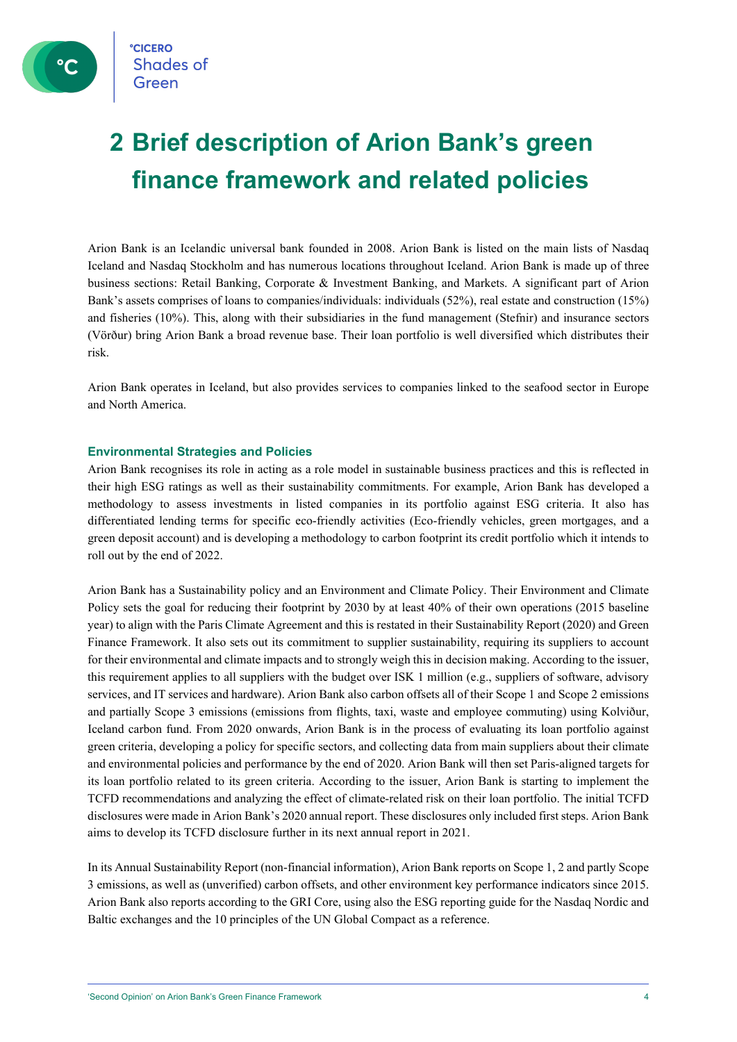# 2 Brief description of Arion Bank's green finance framework and related policies

Arion Bank is an Icelandic universal bank founded in 2008. Arion Bank is listed on the main lists of Nasdaq Iceland and Nasdaq Stockholm and has numerous locations throughout Iceland. Arion Bank is made up of three business sections: Retail Banking, Corporate & Investment Banking, and Markets. A significant part of Arion Bank's assets comprises of loans to companies/individuals: individuals (52%), real estate and construction (15%) and fisheries (10%). This, along with their subsidiaries in the fund management (Stefnir) and insurance sectors (Vörður) bring Arion Bank a broad revenue base. Their loan portfolio is well diversified which distributes their risk.

Arion Bank operates in Iceland, but also provides services to companies linked to the seafood sector in Europe and North America.

### Environmental Strategies and Policies

Arion Bank recognises its role in acting as a role model in sustainable business practices and this is reflected in their high ESG ratings as well as their sustainability commitments. For example, Arion Bank has developed a methodology to assess investments in listed companies in its portfolio against ESG criteria. It also has differentiated lending terms for specific eco-friendly activities (Eco-friendly vehicles, green mortgages, and a green deposit account) and is developing a methodology to carbon footprint its credit portfolio which it intends to roll out by the end of 2022.

Arion Bank has a Sustainability policy and an Environment and Climate Policy. Their Environment and Climate Policy sets the goal for reducing their footprint by 2030 by at least 40% of their own operations (2015 baseline year) to align with the Paris Climate Agreement and this is restated in their Sustainability Report (2020) and Green Finance Framework. It also sets out its commitment to supplier sustainability, requiring its suppliers to account for their environmental and climate impacts and to strongly weigh this in decision making. According to the issuer, this requirement applies to all suppliers with the budget over ISK 1 million (e.g., suppliers of software, advisory services, and IT services and hardware). Arion Bank also carbon offsets all of their Scope 1 and Scope 2 emissions and partially Scope 3 emissions (emissions from flights, taxi, waste and employee commuting) using Kolviður, Iceland carbon fund. From 2020 onwards, Arion Bank is in the process of evaluating its loan portfolio against green criteria, developing a policy for specific sectors, and collecting data from main suppliers about their climate and environmental policies and performance by the end of 2020. Arion Bank will then set Paris-aligned targets for its loan portfolio related to its green criteria. According to the issuer, Arion Bank is starting to implement the TCFD recommendations and analyzing the effect of climate-related risk on their loan portfolio. The initial TCFD disclosures were made in Arion Bank's 2020 annual report. These disclosures only included first steps. Arion Bank aims to develop its TCFD disclosure further in its next annual report in 2021.

In its Annual Sustainability Report (non-financial information), Arion Bank reports on Scope 1, 2 and partly Scope 3 emissions, as well as (unverified) carbon offsets, and other environment key performance indicators since 2015. Arion Bank also reports according to the GRI Core, using also the ESG reporting guide for the Nasdaq Nordic and Baltic exchanges and the 10 principles of the UN Global Compact as a reference.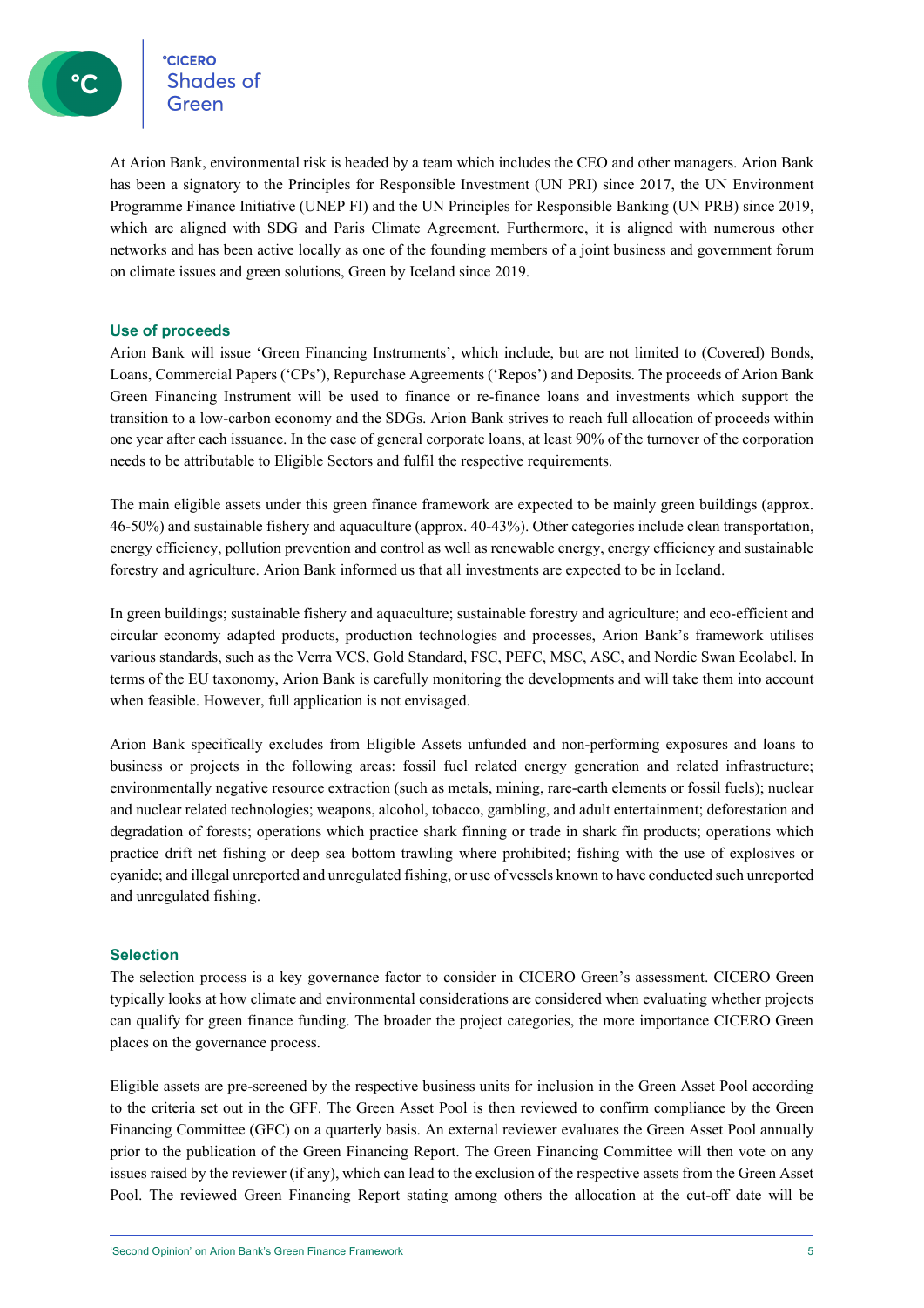At Arion Bank, environmental risk is headed by a team which includes the CEO and other managers. Arion Bank has been a signatory to the Principles for Responsible Investment (UN PRI) since 2017, the UN Environment Programme Finance Initiative (UNEP FI) and the UN Principles for Responsible Banking (UN PRB) since 2019, which are aligned with SDG and Paris Climate Agreement. Furthermore, it is aligned with numerous other networks and has been active locally as one of the founding members of a joint business and government forum on climate issues and green solutions, Green by Iceland since 2019.

## Use of proceeds

Arion Bank will issue 'Green Financing Instruments', which include, but are not limited to (Covered) Bonds, Loans, Commercial Papers ('CPs'), Repurchase Agreements ('Repos') and Deposits. The proceeds of Arion Bank Green Financing Instrument will be used to finance or re-finance loans and investments which support the transition to a low-carbon economy and the SDGs. Arion Bank strives to reach full allocation of proceeds within one year after each issuance. In the case of general corporate loans, at least 90% of the turnover of the corporation needs to be attributable to Eligible Sectors and fulfil the respective requirements.

The main eligible assets under this green finance framework are expected to be mainly green buildings (approx. 46-50%) and sustainable fishery and aquaculture (approx. 40-43%). Other categories include clean transportation, energy efficiency, pollution prevention and control as well as renewable energy, energy efficiency and sustainable forestry and agriculture. Arion Bank informed us that all investments are expected to be in Iceland.

In green buildings; sustainable fishery and aquaculture; sustainable forestry and agriculture; and eco-efficient and circular economy adapted products, production technologies and processes, Arion Bank's framework utilises various standards, such as the Verra VCS, Gold Standard, FSC, PEFC, MSC, ASC, and Nordic Swan Ecolabel. In terms of the EU taxonomy, Arion Bank is carefully monitoring the developments and will take them into account when feasible. However, full application is not envisaged.

Arion Bank specifically excludes from Eligible Assets unfunded and non-performing exposures and loans to business or projects in the following areas: fossil fuel related energy generation and related infrastructure; environmentally negative resource extraction (such as metals, mining, rare-earth elements or fossil fuels); nuclear and nuclear related technologies; weapons, alcohol, tobacco, gambling, and adult entertainment; deforestation and degradation of forests; operations which practice shark finning or trade in shark fin products; operations which practice drift net fishing or deep sea bottom trawling where prohibited; fishing with the use of explosives or cyanide; and illegal unreported and unregulated fishing, or use of vessels known to have conducted such unreported and unregulated fishing.

## Selection

The selection process is a key governance factor to consider in CICERO Green's assessment. CICERO Green typically looks at how climate and environmental considerations are considered when evaluating whether projects can qualify for green finance funding. The broader the project categories, the more importance CICERO Green places on the governance process.

Eligible assets are pre-screened by the respective business units for inclusion in the Green Asset Pool according to the criteria set out in the GFF. The Green Asset Pool is then reviewed to confirm compliance by the Green Financing Committee (GFC) on a quarterly basis. An external reviewer evaluates the Green Asset Pool annually prior to the publication of the Green Financing Report. The Green Financing Committee will then vote on any issues raised by the reviewer (if any), which can lead to the exclusion of the respective assets from the Green Asset Pool. The reviewed Green Financing Report stating among others the allocation at the cut-off date will be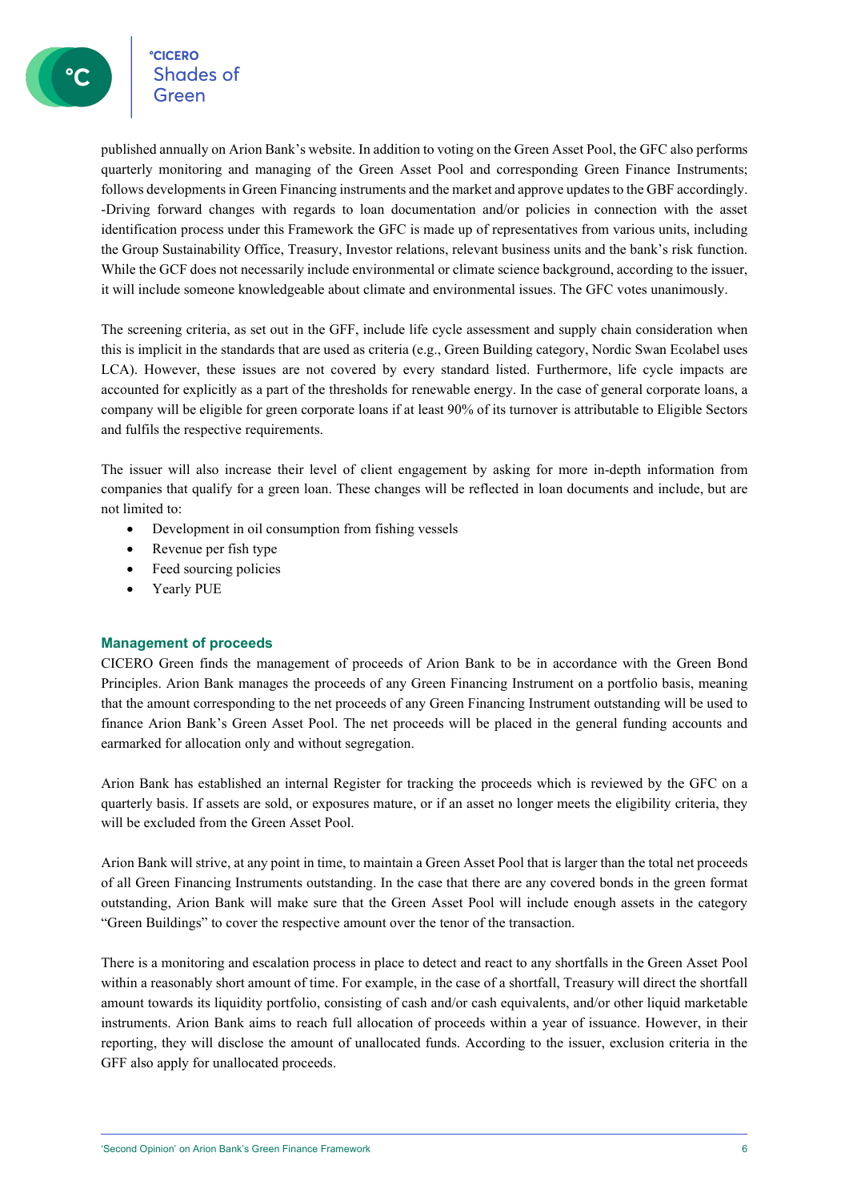published annually on Arion Bank's website. In addition to voting on the Green Asset Pool, the GFC also performs quarterly monitoring and managing of the Green Asset Pool and corresponding Green Finance Instruments; follows developments in Green Financing instruments and the market and approve updates to the GBF accordingly. -Driving forward changes with regards to loan documentation and/or policies in connection with the asset identification process under this Framework the GFC is made up of representatives from various units, including the Group Sustainability Office, Treasury, Investor relations, relevant business units and the bank's risk function. While the GCF does not necessarily include environmental or climate science background, according to the issuer, it will include someone knowledgeable about climate and environmental issues. The GFC votes unanimously.

The screening criteria, as set out in the GFF, include life cycle assessment and supply chain consideration when this is implicit in the standards that are used as criteria (e.g., Green Building category, Nordic Swan Ecolabel uses LCA). However, these issues are not covered by every standard listed. Furthermore, life cycle impacts are accounted for explicitly as a part of the thresholds for renewable energy. In the case of general corporate loans, a company will be eligible for green corporate loans if at least 90% of its turnover is attributable to Eligible Sectors and fulfils the respective requirements.

The issuer will also increase their level of client engagement by asking for more in-depth information from companies that qualify for a green loan. These changes will be reflected in loan documents and include, but are not limited to:

- Development in oil consumption from fishing vessels
- Revenue per fish type
- Feed sourcing policies
- Yearly PUE

### Management of proceeds

CICERO Green finds the management of proceeds of Arion Bank to be in accordance with the Green Bond Principles. Arion Bank manages the proceeds of any Green Financing Instrument on a portfolio basis, meaning that the amount corresponding to the net proceeds of any Green Financing Instrument outstanding will be used to finance Arion Bank's Green Asset Pool. The net proceeds will be placed in the general funding accounts and earmarked for allocation only and without segregation.

Arion Bank has established an internal Register for tracking the proceeds which is reviewed by the GFC on a quarterly basis. If assets are sold, or exposures mature, or if an asset no longer meets the eligibility criteria, they will be excluded from the Green Asset Pool.

Arion Bank will strive, at any point in time, to maintain a Green Asset Pool that is larger than the total net proceeds of all Green Financing Instruments outstanding. In the case that there are any covered bonds in the green format outstanding, Arion Bank will make sure that the Green Asset Pool will include enough assets in the category "Green Buildings" to cover the respective amount over the tenor of the transaction.

There is a monitoring and escalation process in place to detect and react to any shortfalls in the Green Asset Pool within a reasonably short amount of time. For example, in the case of a shortfall, Treasury will direct the shortfall amount towards its liquidity portfolio, consisting of cash and/or cash equivalents, and/or other liquid marketable instruments. Arion Bank aims to reach full allocation of proceeds within a year of issuance. However, in their reporting, they will disclose the amount of unallocated funds. According to the issuer, exclusion criteria in the GFF also apply for unallocated proceeds.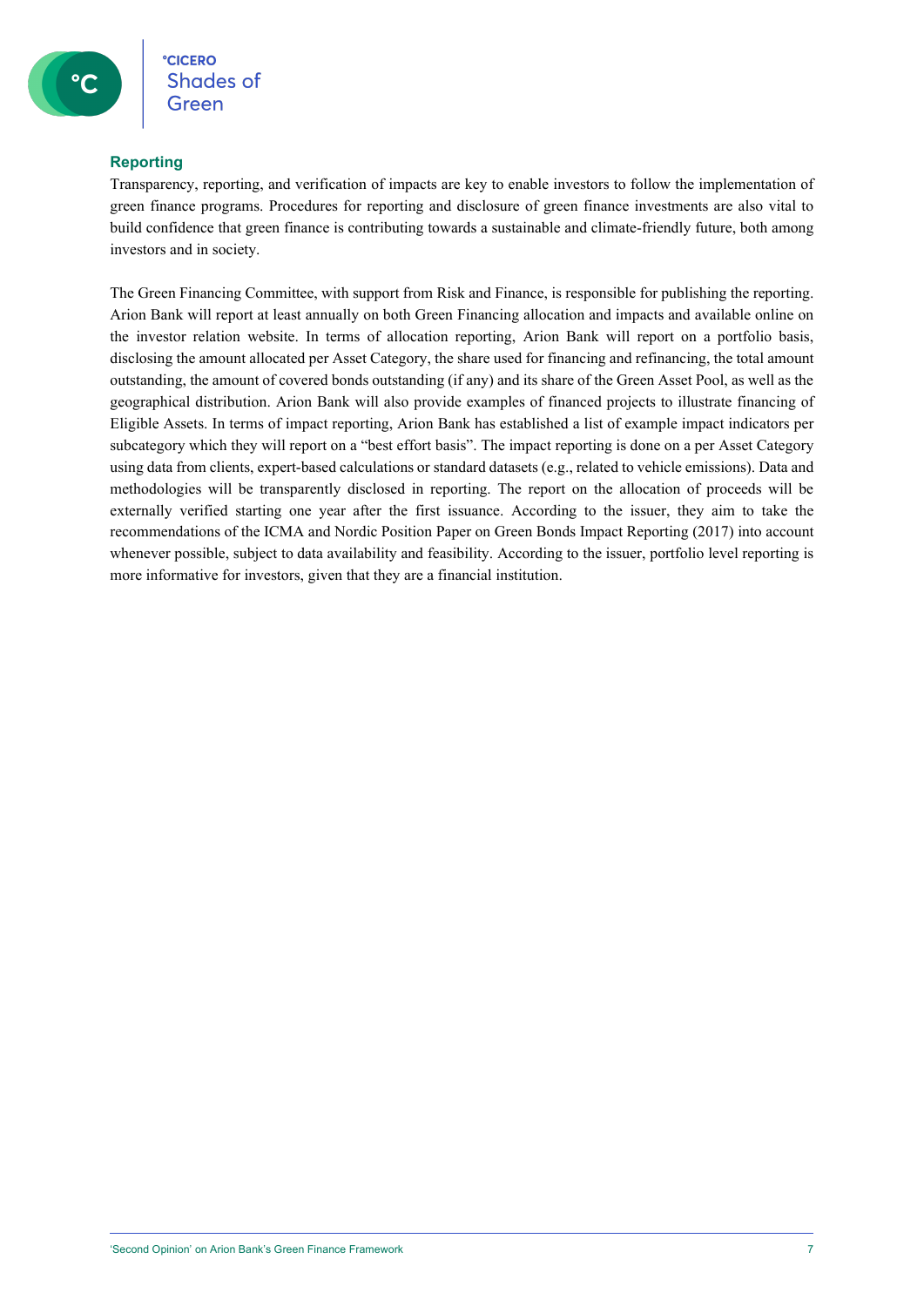## Reporting

Transparency, reporting, and verification of impacts are key to enable investors to follow the implementation of green finance programs. Procedures for reporting and disclosure of green finance investments are also vital to build confidence that green finance is contributing towards a sustainable and climate-friendly future, both among investors and in society.

The Green Financing Committee, with support from Risk and Finance, is responsible for publishing the reporting. Arion Bank will report at least annually on both Green Financing allocation and impacts and available online on the investor relation website. In terms of allocation reporting, Arion Bank will report on a portfolio basis, disclosing the amount allocated per Asset Category, the share used for financing and refinancing, the total amount outstanding, the amount of covered bonds outstanding (if any) and its share of the Green Asset Pool, as well as the geographical distribution. Arion Bank will also provide examples of financed projects to illustrate financing of Eligible Assets. In terms of impact reporting, Arion Bank has established a list of example impact indicators per subcategory which they will report on a "best effort basis". The impact reporting is done on a per Asset Category using data from clients, expert-based calculations or standard datasets (e.g., related to vehicle emissions). Data and methodologies will be transparently disclosed in reporting. The report on the allocation of proceeds will be externally verified starting one year after the first issuance. According to the issuer, they aim to take the recommendations of the ICMA and Nordic Position Paper on Green Bonds Impact Reporting (2017) into account whenever possible, subject to data availability and feasibility. According to the issuer, portfolio level reporting is more informative for investors, given that they are a financial institution.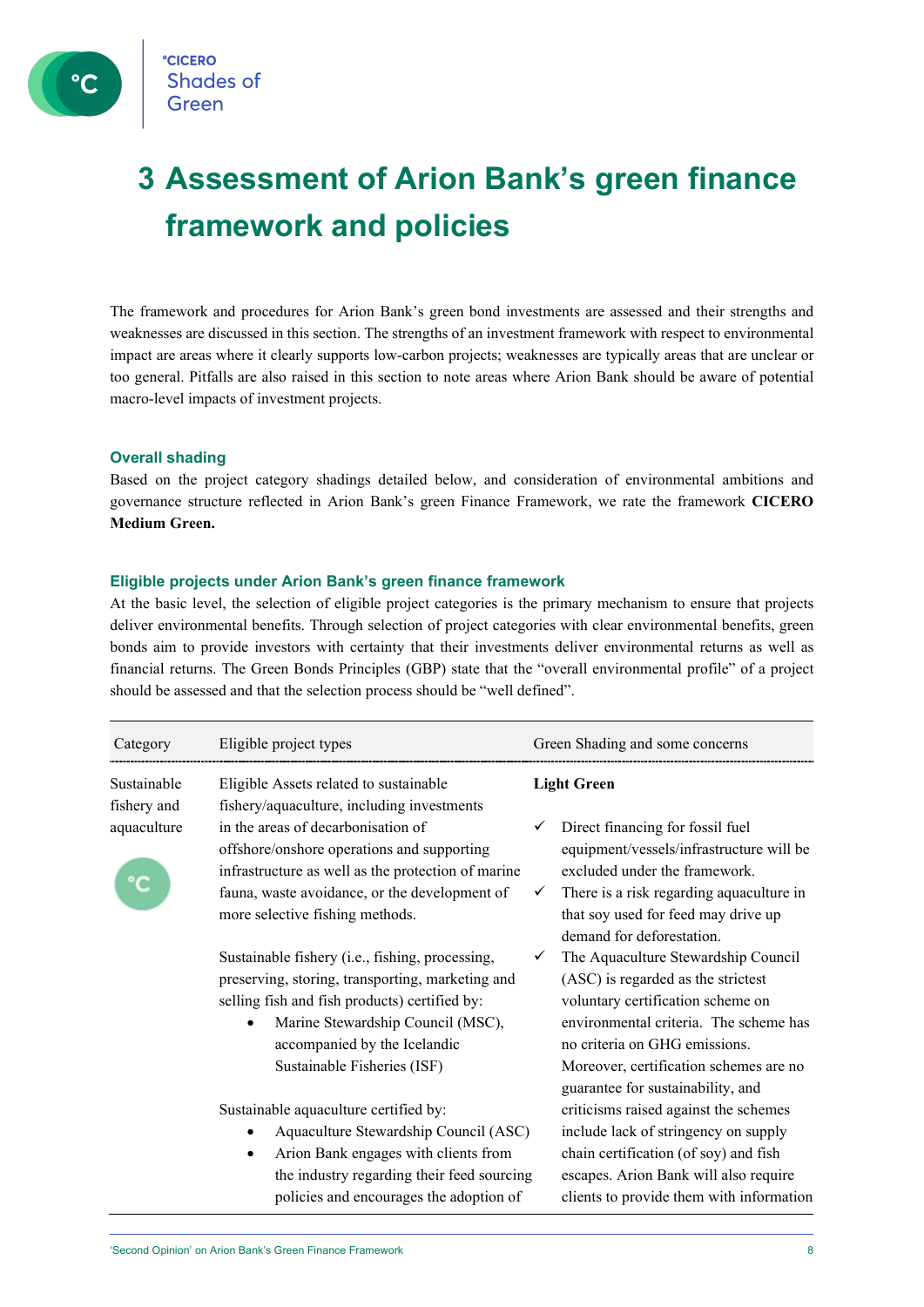# 3 Assessment of Arion Bank's green finance framework and policies

The framework and procedures for Arion Bank's green bond investments are assessed and their strengths and weaknesses are discussed in this section. The strengths of an investment framework with respect to environmental impact are areas where it clearly supports low-carbon projects; weaknesses are typically areas that are unclear or too general. Pitfalls are also raised in this section to note areas where Arion Bank should be aware of potential macro-level impacts of investment projects.

### Overall shading

Based on the project category shadings detailed below, and consideration of environmental ambitions and governance structure reflected in Arion Bank's green Finance Framework, we rate the framework **CICERO Medium Green.**

### Eligible projects under Arion Bank's green finance framework

At the basic level, the selection of eligible project categories is the primary mechanism to ensure that projects deliver environmental benefits. Through selection of project categories with clear environmental benefits, green bonds aim to provide investors with certainty that their investments deliver environmental returns as well as financial returns. The Green Bonds Principles (GBP) state that the "overall environmental profile" of a project should be assessed and that the selection process should be "well defined".

| Category | Eligible project types | Green Shading and some concerns |
|---|---|---|
| Sustainable fishery and aquaculture | Eligible Assets related to sustainable fishery/aquaculture, including investments in the areas of decarbonisation of offshore/onshore operations and supporting infrastructure as well as the protection of marine fauna, waste avoidance, or the development of more selective fishing methods.<br><br>Sustainable fishery (i.e., fishing, processing, preserving, storing, transporting, marketing and selling fish and fish products) certified by:<br>• Marine Stewardship Council (MSC), accompanied by the Icelandic Sustainable Fisheries (ISF)<br><br>Sustainable aquaculture certified by:<br>• Aquaculture Stewardship Council (ASC)<br>• Arion Bank engages with clients from the industry regarding their feed sourcing policies and encourages the adoption of | **Light Green**<br><br>✓ Direct financing for fossil fuel equipment/vessels/infrastructure will be excluded under the framework.<br>✓ There is a risk regarding aquaculture in that soy used for feed may drive up demand for deforestation.<br>✓ The Aquaculture Stewardship Council (ASC) is regarded as the strictest voluntary certification scheme on environmental criteria. The scheme has no criteria on GHG emissions. Moreover, certification schemes are no guarantee for sustainability, and criticisms raised against the schemes include lack of stringency on supply chain certification (of soy) and fish escapes. Arion Bank will also require clients to provide them with information |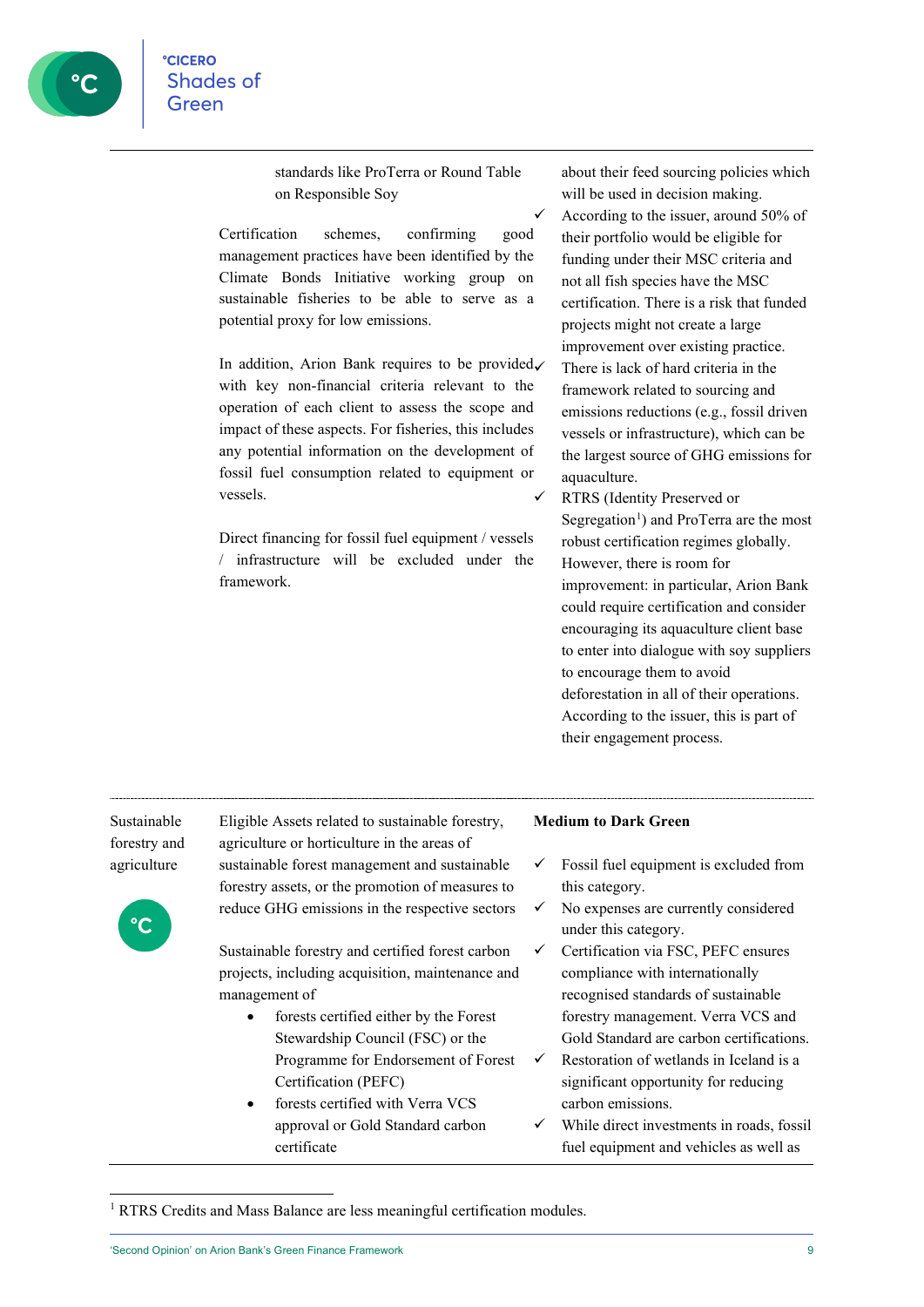| | | |
|---|---|---|
| | standards like ProTerra or Round Table on Responsible Soy<br><br>Certification schemes, confirming good management practices have been identified by the Climate Bonds Initiative working group on sustainable fisheries to be able to serve as a potential proxy for low emissions.<br><br>In addition, Arion Bank requires to be provided with key non-financial criteria relevant to the operation of each client to assess the scope and impact of these aspects. For fisheries, this includes any potential information on the development of fossil fuel consumption related to equipment or vessels.<br><br>Direct financing for fossil fuel equipment / vessels / infrastructure will be excluded under the framework. | about their feed sourcing policies which will be used in decision making.<br>✓ According to the issuer, around 50% of their portfolio would be eligible for funding under their MSC criteria and not all fish species have the MSC certification. There is a risk that funded projects might not create a large improvement over existing practice.<br>✓ There is lack of hard criteria in the framework related to sourcing and emissions reductions (e.g., fossil driven vessels or infrastructure), which can be the largest source of GHG emissions for aquaculture.<br>✓ RTRS (Identity Preserved or Segregation[1]) and ProTerra are the most robust certification regimes globally. However, there is room for improvement: in particular, Arion Bank could require certification and consider encouraging its aquaculture client base to enter into dialogue with soy suppliers to encourage them to avoid deforestation in all of their operations. According to the issuer, this is part of their engagement process. |
| Sustainable forestry and agriculture | Eligible Assets related to sustainable forestry, agriculture or horticulture in the areas of sustainable forest management and sustainable forestry assets, or the promotion of measures to reduce GHG emissions in the respective sectors<br><br>Sustainable forestry and certified forest carbon projects, including acquisition, maintenance and management of<br>• forests certified either by the Forest Stewardship Council (FSC) or the Programme for Endorsement of Forest Certification (PEFC)<br>• forests certified with Verra VCS approval or Gold Standard carbon certificate | **Medium to Dark Green**<br><br>✓ Fossil fuel equipment is excluded from this category.<br>✓ No expenses are currently considered under this category.<br>✓ Certification via FSC, PEFC ensures compliance with internationally recognised standards of sustainable forestry management. Verra VCS and Gold Standard are carbon certifications.<br>✓ Restoration of wetlands in Iceland is a significant opportunity for reducing carbon emissions.<br>✓ While direct investments in roads, fossil fuel equipment and vehicles as well as |

[1] RTRS Credits and Mass Balance are less meaningful certification modules.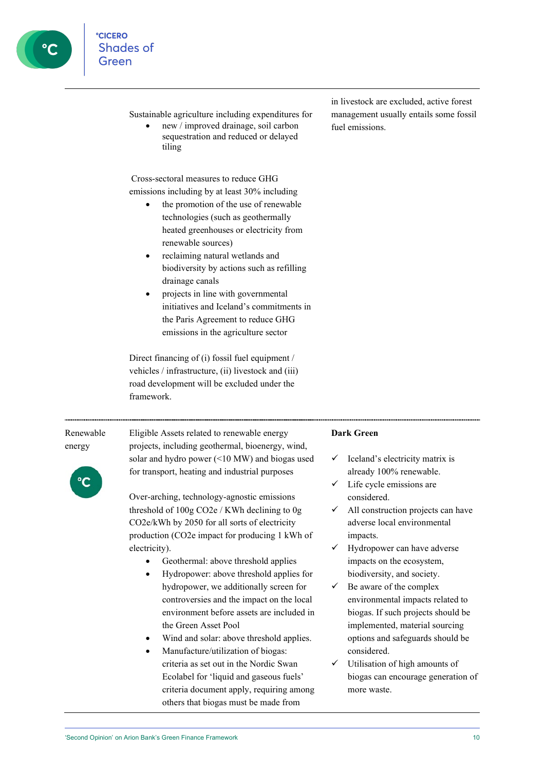| | | |
|---|---|---|
| | Sustainable agriculture including expenditures for<br>• new / improved drainage, soil carbon sequestration and reduced or delayed tiling<br><br>Cross-sectoral measures to reduce GHG emissions including by at least 30% including<br>• the promotion of the use of renewable technologies (such as geothermally heated greenhouses or electricity from renewable sources)<br>• reclaiming natural wetlands and biodiversity by actions such as refilling drainage canals<br>• projects in line with governmental initiatives and Iceland's commitments in the Paris Agreement to reduce GHG emissions in the agriculture sector<br><br>Direct financing of (i) fossil fuel equipment / vehicles / infrastructure, (ii) livestock and (iii) road development will be excluded under the framework. | in livestock are excluded, active forest management usually entails some fossil fuel emissions. |
| Renewable energy | Eligible Assets related to renewable energy projects, including geothermal, bioenergy, wind, solar and hydro power (<10 MW) and biogas used for transport, heating and industrial purposes<br><br>Over-arching, technology-agnostic emissions threshold of 100g CO2e / KWh declining to 0g CO2e/kWh by 2050 for all sorts of electricity production (CO2e impact for producing 1 kWh of electricity).<br>• Geothermal: above threshold applies<br>• Hydropower: above threshold applies for hydropower, we additionally screen for controversies and the impact on the local environment before assets are included in the Green Asset Pool<br>• Wind and solar: above threshold applies.<br>• Manufacture/utilization of biogas: criteria as set out in the Nordic Swan Ecolabel for 'liquid and gaseous fuels' criteria document apply, requiring among others that biogas must be made from | **Dark Green**<br><br>✓ Iceland's electricity matrix is already 100% renewable.<br>✓ Life cycle emissions are considered.<br>✓ All construction projects can have adverse local environmental impacts.<br>✓ Hydropower can have adverse impacts on the ecosystem, biodiversity, and society.<br>✓ Be aware of the complex environmental impacts related to biogas. If such projects should be implemented, material sourcing options and safeguards should be considered.<br>✓ Utilisation of high amounts of biogas can encourage generation of more waste. |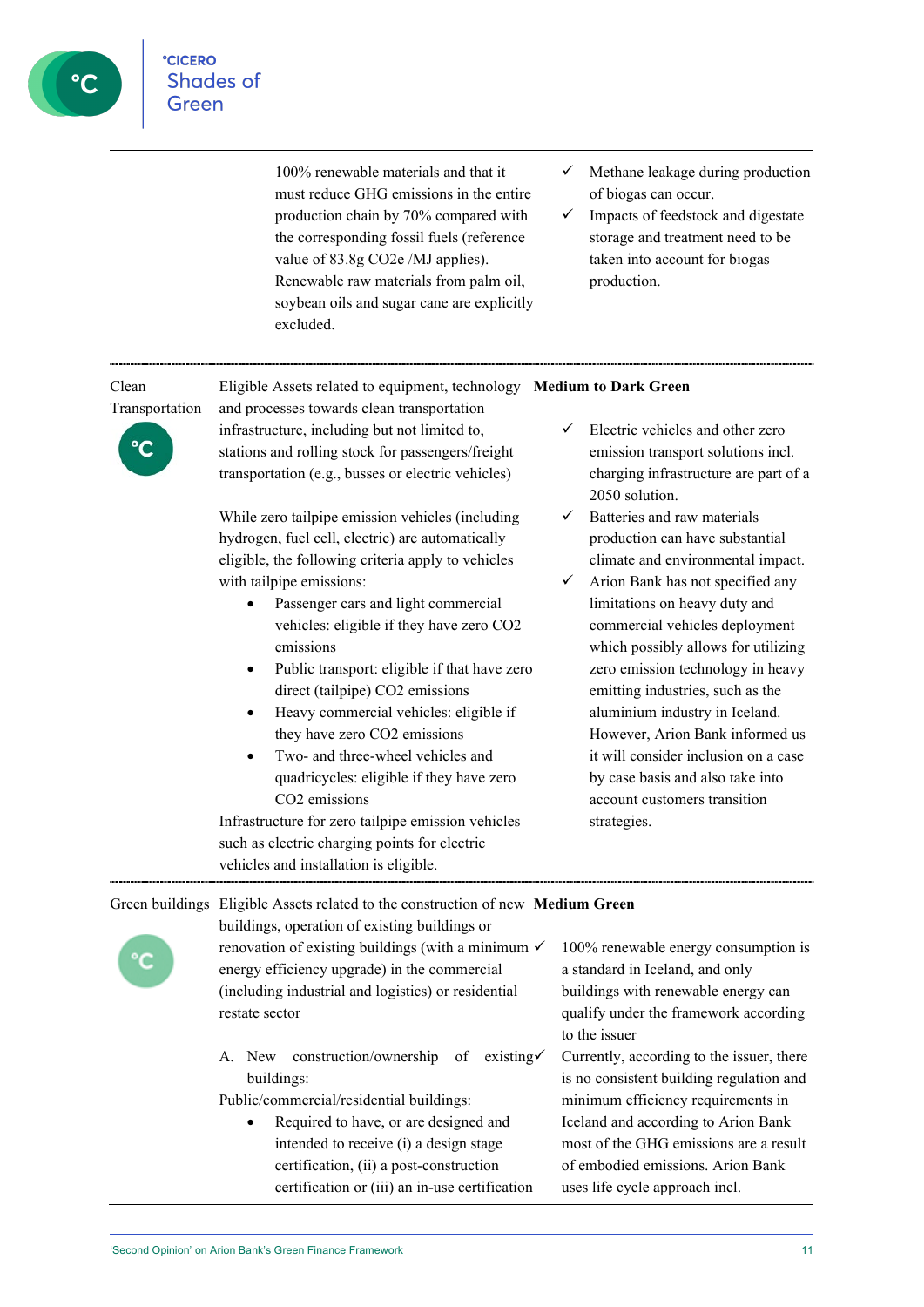| | | |
|---|---|---|
| | 100% renewable materials and that it must reduce GHG emissions in the entire production chain by 70% compared with the corresponding fossil fuels (reference value of 83.8g CO2e /MJ applies). Renewable raw materials from palm oil, soybean oils and sugar cane are explicitly excluded. | ✓ Methane leakage during production of biogas can occur.<br>✓ Impacts of feedstock and digestate storage and treatment need to be taken into account for biogas production. |
| Clean Transportation | Eligible Assets related to equipment, technology and processes towards clean transportation infrastructure, including but not limited to, stations and rolling stock for passengers/freight transportation (e.g., busses or electric vehicles)<br><br>While zero tailpipe emission vehicles (including hydrogen, fuel cell, electric) are automatically eligible, the following criteria apply to vehicles with tailpipe emissions:<br>• Passenger cars and light commercial vehicles: eligible if they have zero CO2 emissions<br>• Public transport: eligible if that have zero direct (tailpipe) CO2 emissions<br>• Heavy commercial vehicles: eligible if they have zero CO2 emissions<br>• Two- and three-wheel vehicles and quadricycles: eligible if they have zero CO2 emissions<br>Infrastructure for zero tailpipe emission vehicles such as electric charging points for electric vehicles and installation is eligible. | **Medium to Dark Green**<br><br>✓ Electric vehicles and other zero emission transport solutions incl. charging infrastructure are part of a 2050 solution.<br>✓ Batteries and raw materials production can have substantial climate and environmental impact.<br>✓ Arion Bank has not specified any limitations on heavy duty and commercial vehicles deployment which possibly allows for utilizing zero emission technology in heavy emitting industries, such as the aluminium industry in Iceland. However, Arion Bank informed us it will consider inclusion on a case by case basis and also take into account customers transition strategies. |
| Green buildings | Eligible Assets related to the construction of new buildings, operation of existing buildings or renovation of existing buildings (with a minimum energy efficiency upgrade) in the commercial (including industrial and logistics) or residential restate sector<br><br>A. New construction/ownership of existing buildings:<br>Public/commercial/residential buildings:<br>• Required to have, or are designed and intended to receive (i) a design stage certification, (ii) a post-construction certification or (iii) an in-use certification | **Medium Green**<br><br>✓ 100% renewable energy consumption is a standard in Iceland, and only buildings with renewable energy can qualify under the framework according to the issuer<br>✓ Currently, according to the issuer, there is no consistent building regulation and minimum efficiency requirements in Iceland and according to Arion Bank most of the GHG emissions are a result of embodied emissions. Arion Bank uses life cycle approach incl. |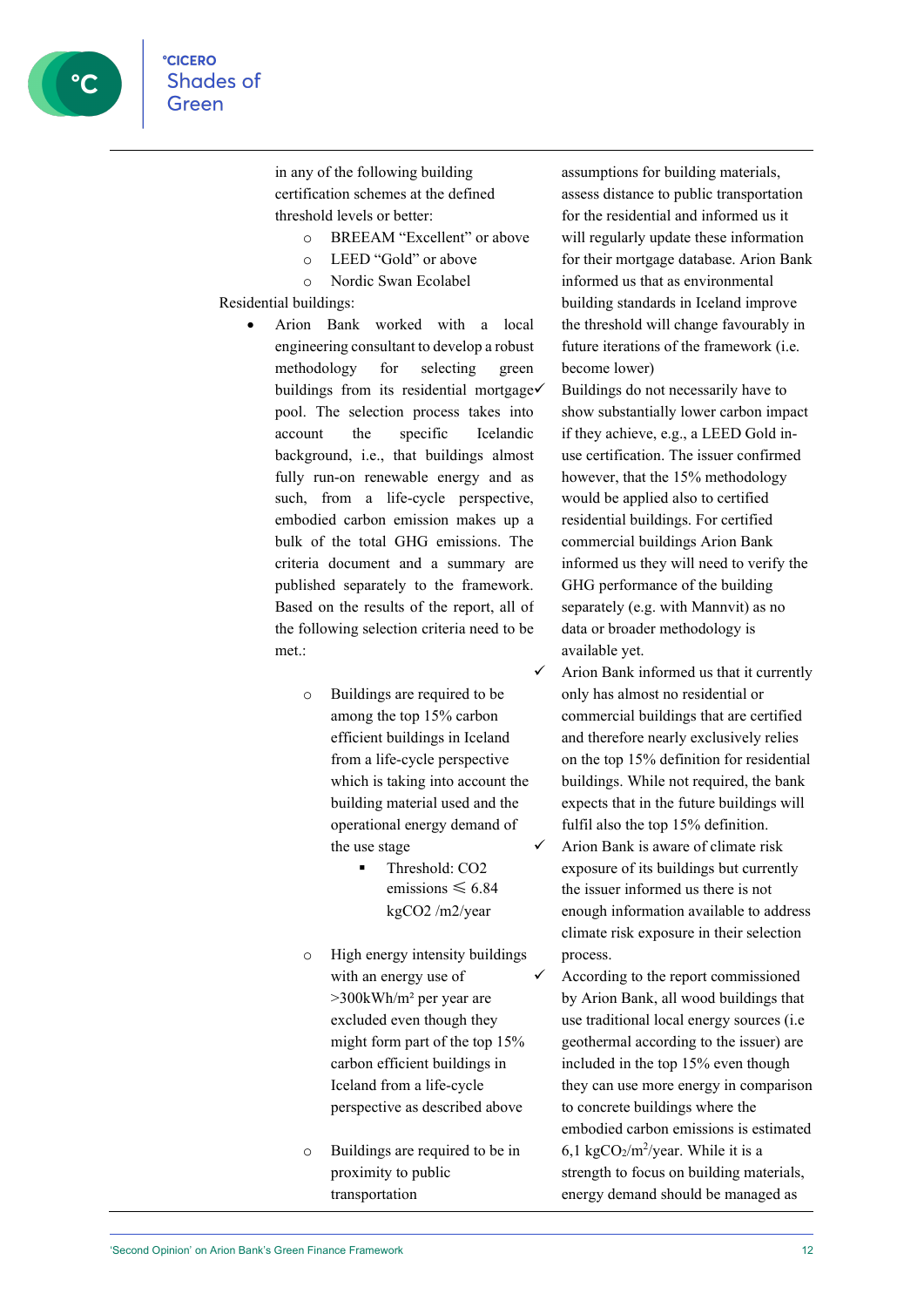in any of the following building certification schemes at the defined threshold levels or better:

- BREEAM "Excellent" or above
- LEED "Gold" or above
- Nordic Swan Ecolabel

Residential buildings:

- Arion Bank worked with a local engineering consultant to develop a robust methodology for selecting green buildings from its residential mortgage pool. The selection process takes into account the specific Icelandic background, i.e., that buildings almost fully run-on renewable energy and as such, from a life-cycle perspective, embodied carbon emission makes up a bulk of the total GHG emissions. The criteria document and a summary are published separately to the framework. Based on the results of the report, all of the following selection criteria need to be met.:
  - Buildings are required to be among the top 15% carbon efficient buildings in Iceland from a life-cycle perspective which is taking into account the building material used and the operational energy demand of the use stage
    - Threshold: CO2 emissions ≤ 6.84 kgCO2 /m2/year
  - High energy intensity buildings with an energy use of >300kWh/m² per year are excluded even though they might form part of the top 15% carbon efficient buildings in Iceland from a life-cycle perspective as described above
  - Buildings are required to be in proximity to public transportation

assumptions for building materials, assess distance to public transportation for the residential and informed us it will regularly update these information for their mortgage database. Arion Bank informed us that as environmental building standards in Iceland improve the threshold will change favourably in future iterations of the framework (i.e. become lower)

✓ Buildings do not necessarily have to show substantially lower carbon impact if they achieve, e.g., a LEED Gold in-use certification. The issuer confirmed however, that the 15% methodology would be applied also to certified residential buildings. For certified commercial buildings Arion Bank informed us they will need to verify the GHG performance of the building separately (e.g. with Mannvit) as no data or broader methodology is available yet.

✓ Arion Bank informed us that it currently only has almost no residential or commercial buildings that are certified and therefore nearly exclusively relies on the top 15% definition for residential buildings. While not required, the bank expects that in the future buildings will fulfil also the top 15% definition.

✓ Arion Bank is aware of climate risk exposure of its buildings but currently the issuer informed us there is not enough information available to address climate risk exposure in their selection process.

✓ According to the report commissioned by Arion Bank, all wood buildings that use traditional local energy sources (i.e geothermal according to the issuer) are included in the top 15% even though they can use more energy in comparison to concrete buildings where the embodied carbon emissions is estimated 6,1 $kgCO_2/m^2/year$. While it is a strength to focus on building materials, energy demand should be managed as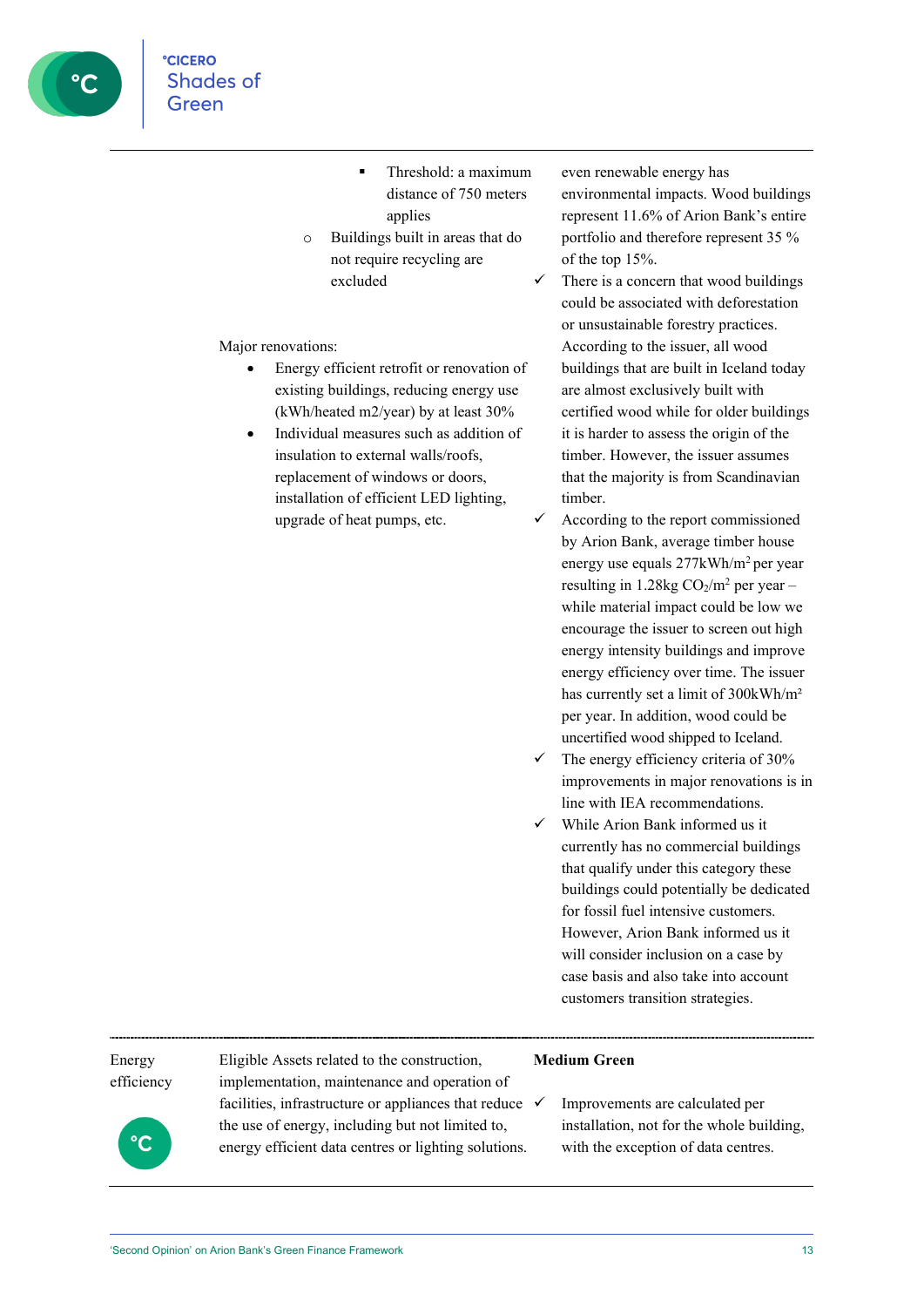| | | |
|---|---|---|
| | - Threshold: a maximum distance of 750 meters applies<br>- Buildings built in areas that do not require recycling are excluded<br><br>Major renovations:<br>- Energy efficient retrofit or renovation of existing buildings, reducing energy use (kWh/heated m2/year) by at least 30%<br>- Individual measures such as addition of insulation to external walls/roofs, replacement of windows or doors, installation of efficient LED lighting, upgrade of heat pumps, etc. | even renewable energy has environmental impacts. Wood buildings represent 11.6% of Arion Bank's entire portfolio and therefore represent 35 % of the top 15%.<br>✓ There is a concern that wood buildings could be associated with deforestation or unsustainable forestry practices. According to the issuer, all wood buildings that are built in Iceland today are almost exclusively built with certified wood while for older buildings it is harder to assess the origin of the timber. However, the issuer assumes that the majority is from Scandinavian timber.<br>✓ According to the report commissioned by Arion Bank, average timber house energy use equals 277kWh/$m^2$ per year resulting in 1.28kg $CO_2$/$m^2$ per year – while material impact could be low we encourage the issuer to screen out high energy intensity buildings and improve energy efficiency over time. The issuer has currently set a limit of 300kWh/m² per year. In addition, wood could be uncertified wood shipped to Iceland.<br>✓ The energy efficiency criteria of 30% improvements in major renovations is in line with IEA recommendations.<br>✓ While Arion Bank informed us it currently has no commercial buildings that qualify under this category these buildings could potentially be dedicated for fossil fuel intensive customers. However, Arion Bank informed us it will consider inclusion on a case by case basis and also take into account customers transition strategies. |
| Energy efficiency | Eligible Assets related to the construction, implementation, maintenance and operation of facilities, infrastructure or appliances that reduce the use of energy, including but not limited to, energy efficient data centres or lighting solutions. | **Medium Green**<br><br>✓ Improvements are calculated per installation, not for the whole building, with the exception of data centres. |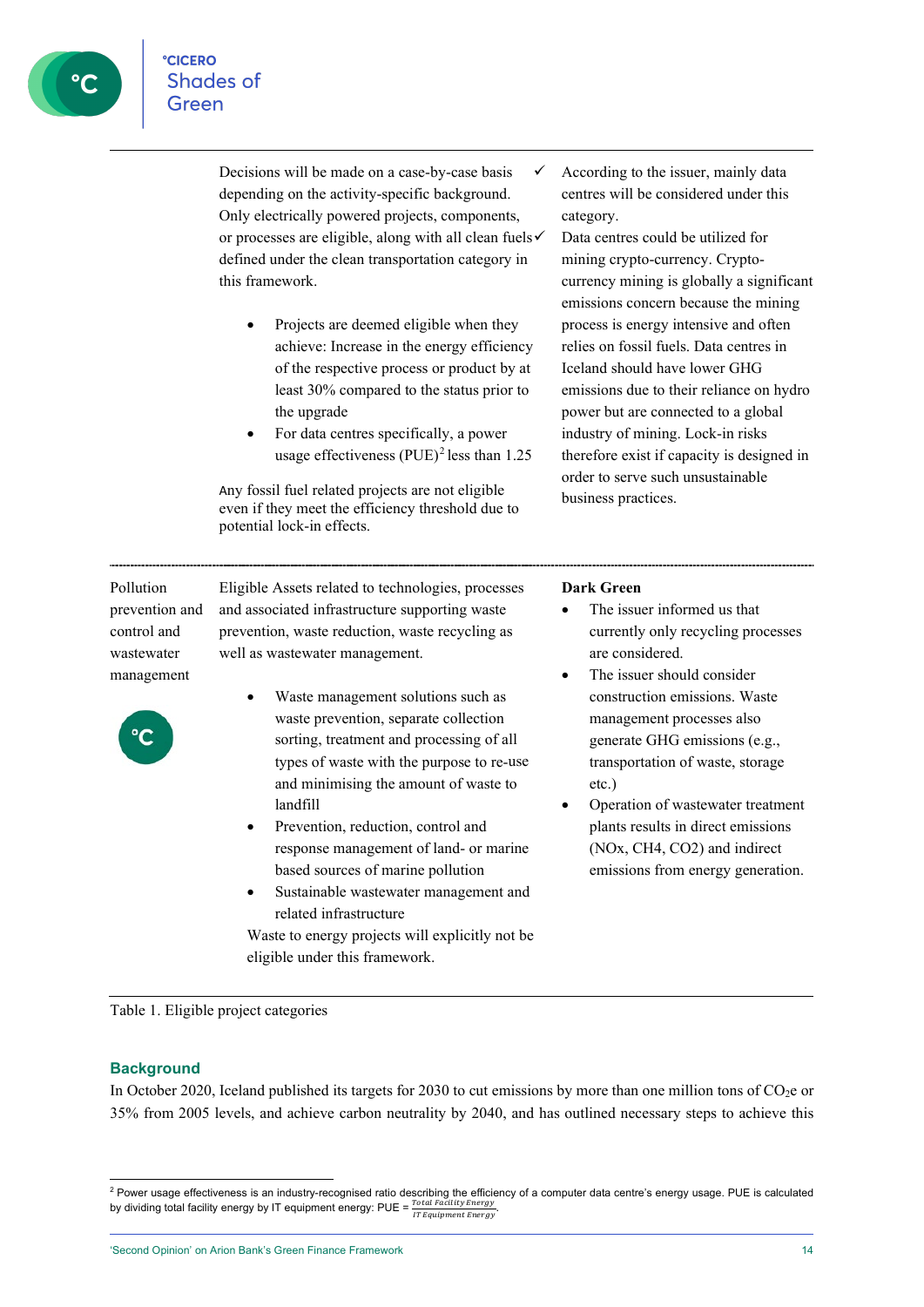| | | |
|---|---|---|
| | Decisions will be made on a case-by-case basis depending on the activity-specific background. Only electrically powered projects, components, or processes are eligible, along with all clean fuels defined under the clean transportation category in this framework.<br><br>• Projects are deemed eligible when they achieve: Increase in the energy efficiency of the respective process or product by at least 30% compared to the status prior to the upgrade<br>• For data centres specifically, a power usage effectiveness (PUE)[2] less than 1.25<br><br>Any fossil fuel related projects are not eligible even if they meet the efficiency threshold due to potential lock-in effects. | ✓ According to the issuer, mainly data centres will be considered under this category.<br>✓ Data centres could be utilized for mining crypto-currency. Crypto-currency mining is globally a significant emissions concern because the mining process is energy intensive and often relies on fossil fuels. Data centres in Iceland should have lower GHG emissions due to their reliance on hydro power but are connected to a global industry of mining. Lock-in risks therefore exist if capacity is designed in order to serve such unsustainable business practices. |
| Pollution prevention and control and wastewater management | Eligible Assets related to technologies, processes and associated infrastructure supporting waste prevention, waste reduction, waste recycling as well as wastewater management.<br><br>• Waste management solutions such as waste prevention, separate collection sorting, treatment and processing of all types of waste with the purpose to re-use and minimising the amount of waste to landfill<br>• Prevention, reduction, control and response management of land- or marine based sources of marine pollution<br>• Sustainable wastewater management and related infrastructure<br><br>Waste to energy projects will explicitly not be eligible under this framework. | **Dark Green**<br>• The issuer informed us that currently only recycling processes are considered.<br>• The issuer should consider construction emissions. Waste management processes also generate GHG emissions (e.g., transportation of waste, storage etc.)<br>• Operation of wastewater treatment plants results in direct emissions ($NO_x$, $CH_4$, $CO_2$) and indirect emissions from energy generation. |

Table 1. Eligible project categories

## Background

In October 2020, Iceland published its targets for 2030 to cut emissions by more than one million tons of $CO_2e$ or 35% from 2005 levels, and achieve carbon neutrality by 2040, and has outlined necessary steps to achieve this

[2] Power usage effectiveness is an industry-recognised ratio describing the efficiency of a computer data centre's energy usage. PUE is calculated by dividing total facility energy by IT equipment energy: $PUE = \frac{Total\ Facility\ Energy}{IT\ Equipment\ Energy}$.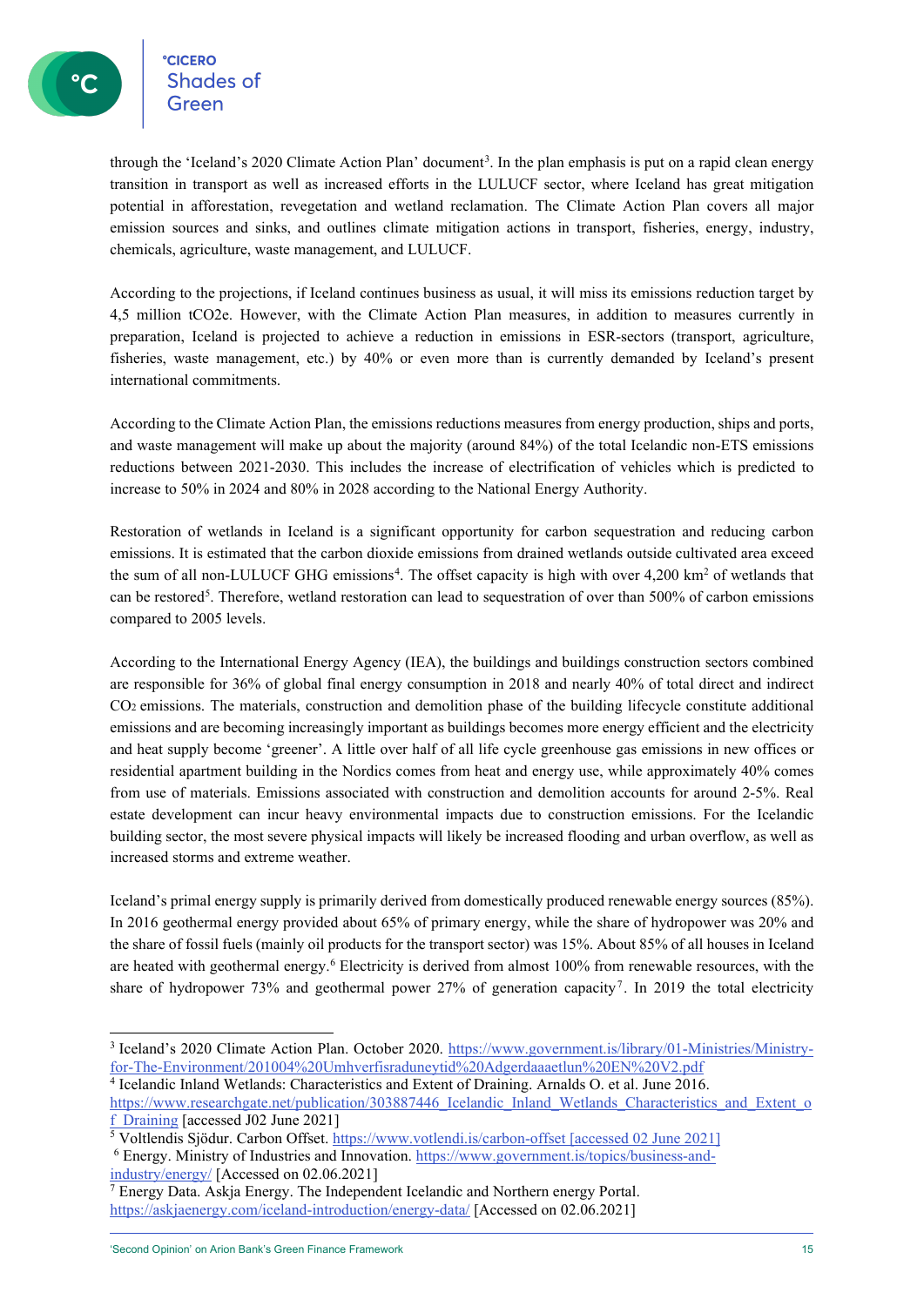through the 'Iceland's 2020 Climate Action Plan' document[3]. In the plan emphasis is put on a rapid clean energy transition in transport as well as increased efforts in the LULUCF sector, where Iceland has great mitigation potential in afforestation, revegetation and wetland reclamation. The Climate Action Plan covers all major emission sources and sinks, and outlines climate mitigation actions in transport, fisheries, energy, industry, chemicals, agriculture, waste management, and LULUCF.

According to the projections, if Iceland continues business as usual, it will miss its emissions reduction target by 4,5 million tCO2e. However, with the Climate Action Plan measures, in addition to measures currently in preparation, Iceland is projected to achieve a reduction in emissions in ESR-sectors (transport, agriculture, fisheries, waste management, etc.) by 40% or even more than is currently demanded by Iceland's present international commitments.

According to the Climate Action Plan, the emissions reductions measures from energy production, ships and ports, and waste management will make up about the majority (around 84%) of the total Icelandic non-ETS emissions reductions between 2021-2030. This includes the increase of electrification of vehicles which is predicted to increase to 50% in 2024 and 80% in 2028 according to the National Energy Authority.

Restoration of wetlands in Iceland is a significant opportunity for carbon sequestration and reducing carbon emissions. It is estimated that the carbon dioxide emissions from drained wetlands outside cultivated area exceed the sum of all non-LULUCF GHG emissions[4]. The offset capacity is high with over 4,200 km$^2$ of wetlands that can be restored[5]. Therefore, wetland restoration can lead to sequestration of over than 500% of carbon emissions compared to 2005 levels.

According to the International Energy Agency (IEA), the buildings and buildings construction sectors combined are responsible for 36% of global final energy consumption in 2018 and nearly 40% of total direct and indirect $CO_2$ emissions. The materials, construction and demolition phase of the building lifecycle constitute additional emissions and are becoming increasingly important as buildings becomes more energy efficient and the electricity and heat supply become 'greener'. A little over half of all life cycle greenhouse gas emissions in new offices or residential apartment building in the Nordics comes from heat and energy use, while approximately 40% comes from use of materials. Emissions associated with construction and demolition accounts for around 2-5%. Real estate development can incur heavy environmental impacts due to construction emissions. For the Icelandic building sector, the most severe physical impacts will likely be increased flooding and urban overflow, as well as increased storms and extreme weather.

Iceland's primal energy supply is primarily derived from domestically produced renewable energy sources (85%). In 2016 geothermal energy provided about 65% of primary energy, while the share of hydropower was 20% and the share of fossil fuels (mainly oil products for the transport sector) was 15%. About 85% of all houses in Iceland are heated with geothermal energy.[6] Electricity is derived from almost 100% from renewable resources, with the share of hydropower 73% and geothermal power 27% of generation capacity[7]. In 2019 the total electricity

---

[3] Iceland's 2020 Climate Action Plan. October 2020. https://www.government.is/library/01-Ministries/Ministry-for-The-Environment/201004%20Umhverfisraduneytid%20Adgerdaaaetlun%20EN%20V2.pdf

[4] Icelandic Inland Wetlands: Characteristics and Extent of Draining. Arnalds O. et al. June 2016. https://www.researchgate.net/publication/303887446_Icelandic_Inland_Wetlands_Characteristics_and_Extent_of_Draining [accessed J02 June 2021]

[5] Voltlendis Sjödur. Carbon Offset. https://www.votlendi.is/carbon-offset [accessed 02 June 2021]

[6] Energy. Ministry of Industries and Innovation. https://www.government.is/topics/business-and-industry/energy/ [Accessed on 02.06.2021]

[7] Energy Data. Askja Energy. The Independent Icelandic and Northern energy Portal. https://askjaenergy.com/iceland-introduction/energy-data/ [Accessed on 02.06.2021]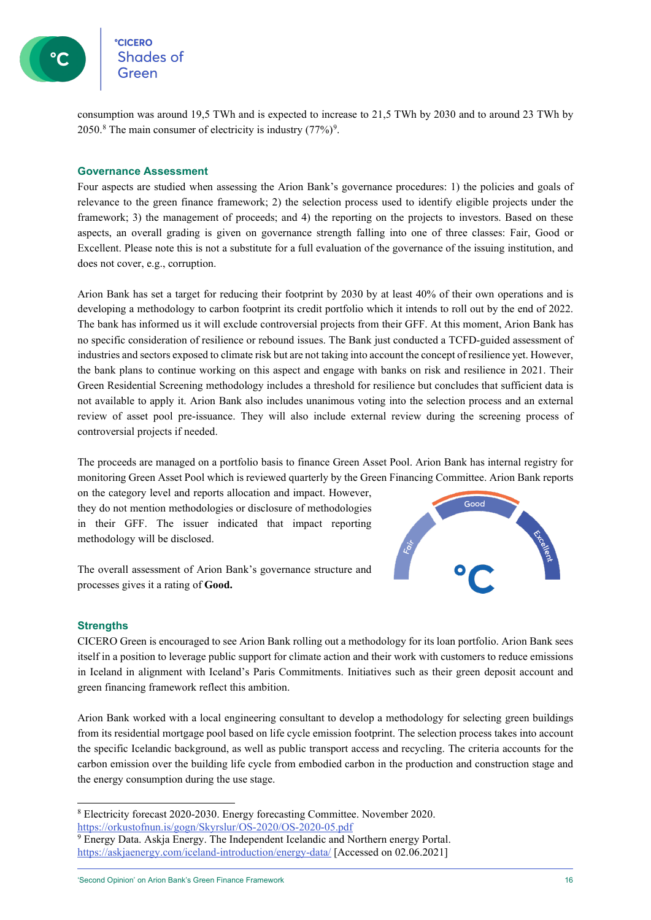consumption was around 19,5 TWh and is expected to increase to 21,5 TWh by 2030 and to around 23 TWh by 2050.[8] The main consumer of electricity is industry (77%)[9].

## Governance Assessment

Four aspects are studied when assessing the Arion Bank's governance procedures: 1) the policies and goals of relevance to the green finance framework; 2) the selection process used to identify eligible projects under the framework; 3) the management of proceeds; and 4) the reporting on the projects to investors. Based on these aspects, an overall grading is given on governance strength falling into one of three classes: Fair, Good or Excellent. Please note this is not a substitute for a full evaluation of the governance of the issuing institution, and does not cover, e.g., corruption.

Arion Bank has set a target for reducing their footprint by 2030 by at least 40% of their own operations and is developing a methodology to carbon footprint its credit portfolio which it intends to roll out by the end of 2022. The bank has informed us it will exclude controversial projects from their GFF. At this moment, Arion Bank has no specific consideration of resilience or rebound issues. The Bank just conducted a TCFD-guided assessment of industries and sectors exposed to climate risk but are not taking into account the concept of resilience yet. However, the bank plans to continue working on this aspect and engage with banks on risk and resilience in 2021. Their Green Residential Screening methodology includes a threshold for resilience but concludes that sufficient data is not available to apply it. Arion Bank also includes unanimous voting into the selection process and an external review of asset pool pre-issuance. They will also include external review during the screening process of controversial projects if needed.

The proceeds are managed on a portfolio basis to finance Green Asset Pool. Arion Bank has internal registry for monitoring Green Asset Pool which is reviewed quarterly by the Green Financing Committee. Arion Bank reports on the category level and reports allocation and impact. However, they do not mention methodologies or disclosure of methodologies in their GFF. The issuer indicated that impact reporting methodology will be disclosed.

The overall assessment of Arion Bank's governance structure and processes gives it a rating of **Good.**

Fair | Good | Excellent

## Strengths

CICERO Green is encouraged to see Arion Bank rolling out a methodology for its loan portfolio. Arion Bank sees itself in a position to leverage public support for climate action and their work with customers to reduce emissions in Iceland in alignment with Iceland's Paris Commitments. Initiatives such as their green deposit account and green financing framework reflect this ambition.

Arion Bank worked with a local engineering consultant to develop a methodology for selecting green buildings from its residential mortgage pool based on life cycle emission footprint. The selection process takes into account the specific Icelandic background, as well as public transport access and recycling. The criteria accounts for the carbon emission over the building life cycle from embodied carbon in the production and construction stage and the energy consumption during the use stage.

---

[8] Electricity forecast 2020-2030. Energy forecasting Committee. November 2020. https://orkustofnun.is/gogn/Skyrslur/OS-2020/OS-2020-05.pdf

[9] Energy Data. Askja Energy. The Independent Icelandic and Northern energy Portal. https://askjaenergy.com/iceland-introduction/energy-data/ [Accessed on 02.06.2021]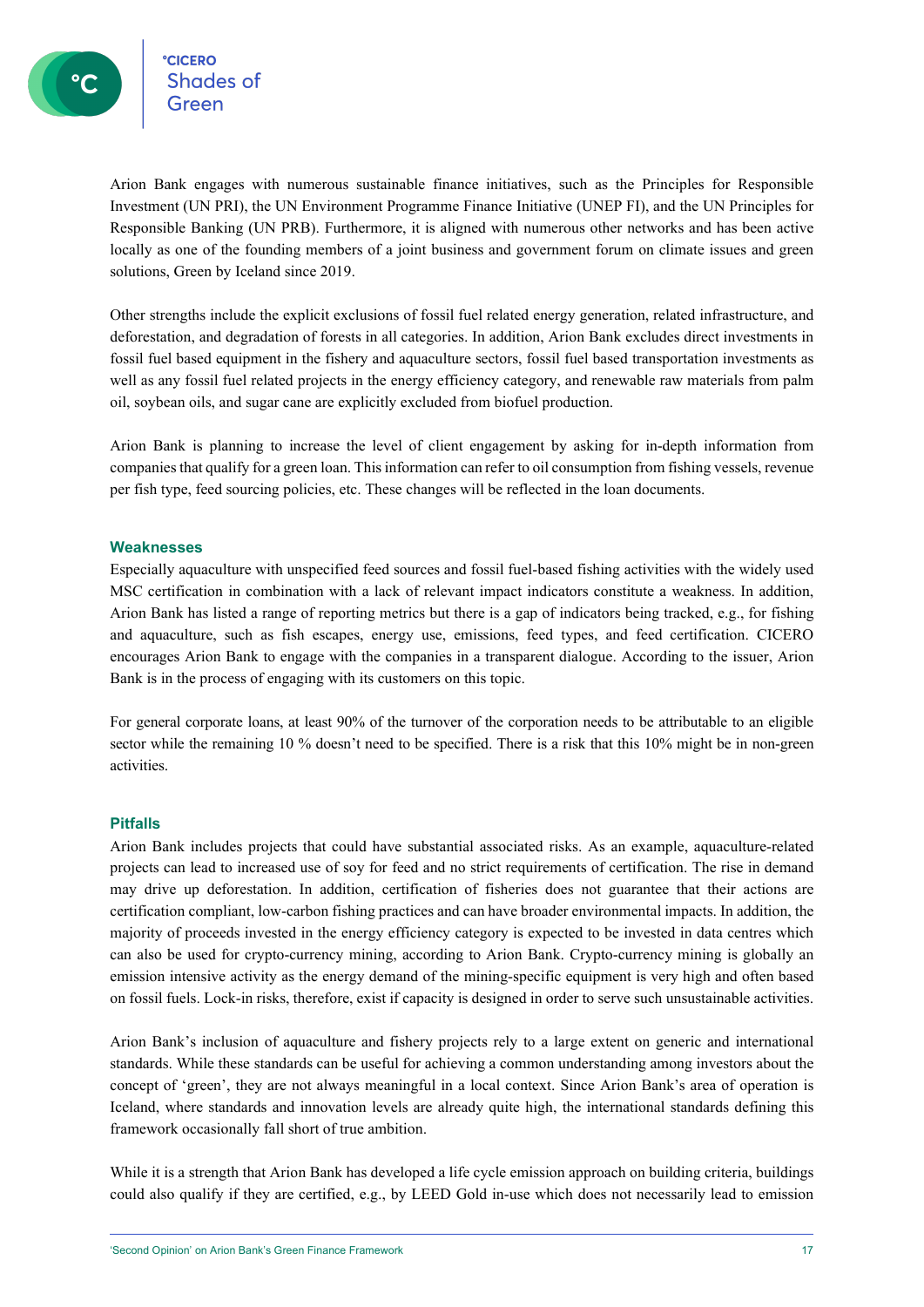Arion Bank engages with numerous sustainable finance initiatives, such as the Principles for Responsible Investment (UN PRI), the UN Environment Programme Finance Initiative (UNEP FI), and the UN Principles for Responsible Banking (UN PRB). Furthermore, it is aligned with numerous other networks and has been active locally as one of the founding members of a joint business and government forum on climate issues and green solutions, Green by Iceland since 2019.

Other strengths include the explicit exclusions of fossil fuel related energy generation, related infrastructure, and deforestation, and degradation of forests in all categories. In addition, Arion Bank excludes direct investments in fossil fuel based equipment in the fishery and aquaculture sectors, fossil fuel based transportation investments as well as any fossil fuel related projects in the energy efficiency category, and renewable raw materials from palm oil, soybean oils, and sugar cane are explicitly excluded from biofuel production.

Arion Bank is planning to increase the level of client engagement by asking for in-depth information from companies that qualify for a green loan. This information can refer to oil consumption from fishing vessels, revenue per fish type, feed sourcing policies, etc. These changes will be reflected in the loan documents.

### Weaknesses

Especially aquaculture with unspecified feed sources and fossil fuel-based fishing activities with the widely used MSC certification in combination with a lack of relevant impact indicators constitute a weakness. In addition, Arion Bank has listed a range of reporting metrics but there is a gap of indicators being tracked, e.g., for fishing and aquaculture, such as fish escapes, energy use, emissions, feed types, and feed certification. CICERO encourages Arion Bank to engage with the companies in a transparent dialogue. According to the issuer, Arion Bank is in the process of engaging with its customers on this topic.

For general corporate loans, at least 90% of the turnover of the corporation needs to be attributable to an eligible sector while the remaining 10 % doesn't need to be specified. There is a risk that this 10% might be in non-green activities.

### Pitfalls

Arion Bank includes projects that could have substantial associated risks. As an example, aquaculture-related projects can lead to increased use of soy for feed and no strict requirements of certification. The rise in demand may drive up deforestation. In addition, certification of fisheries does not guarantee that their actions are certification compliant, low-carbon fishing practices and can have broader environmental impacts. In addition, the majority of proceeds invested in the energy efficiency category is expected to be invested in data centres which can also be used for crypto-currency mining, according to Arion Bank. Crypto-currency mining is globally an emission intensive activity as the energy demand of the mining-specific equipment is very high and often based on fossil fuels. Lock-in risks, therefore, exist if capacity is designed in order to serve such unsustainable activities.

Arion Bank's inclusion of aquaculture and fishery projects rely to a large extent on generic and international standards. While these standards can be useful for achieving a common understanding among investors about the concept of 'green', they are not always meaningful in a local context. Since Arion Bank's area of operation is Iceland, where standards and innovation levels are already quite high, the international standards defining this framework occasionally fall short of true ambition.

While it is a strength that Arion Bank has developed a life cycle emission approach on building criteria, buildings could also qualify if they are certified, e.g., by LEED Gold in-use which does not necessarily lead to emission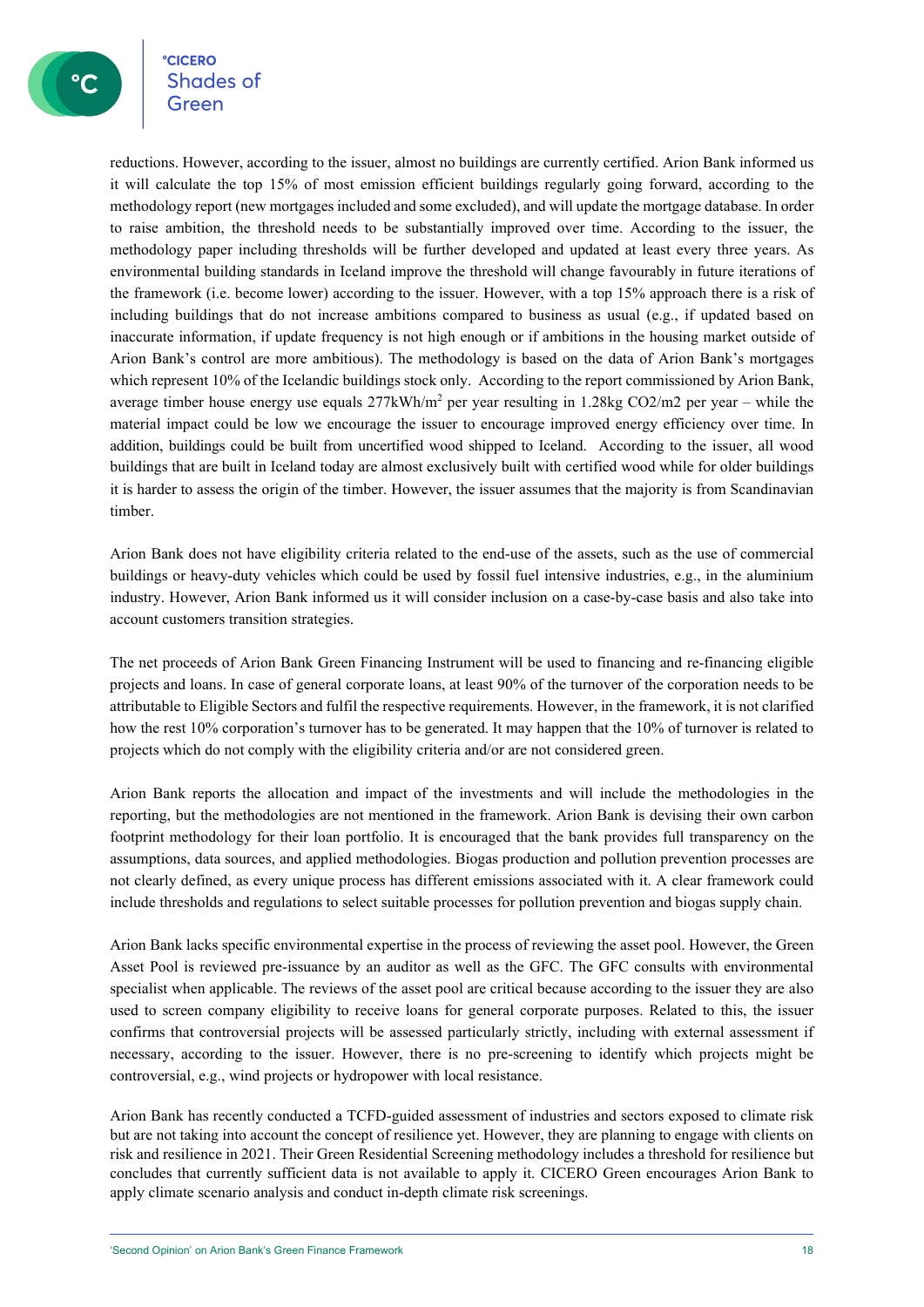reductions. However, according to the issuer, almost no buildings are currently certified. Arion Bank informed us it will calculate the top 15% of most emission efficient buildings regularly going forward, according to the methodology report (new mortgages included and some excluded), and will update the mortgage database. In order to raise ambition, the threshold needs to be substantially improved over time. According to the issuer, the methodology paper including thresholds will be further developed and updated at least every three years. As environmental building standards in Iceland improve the threshold will change favourably in future iterations of the framework (i.e. become lower) according to the issuer. However, with a top 15% approach there is a risk of including buildings that do not increase ambitions compared to business as usual (e.g., if updated based on inaccurate information, if update frequency is not high enough or if ambitions in the housing market outside of Arion Bank's control are more ambitious). The methodology is based on the data of Arion Bank's mortgages which represent 10% of the Icelandic buildings stock only. According to the report commissioned by Arion Bank, average timber house energy use equals 277kWh/$m^2$ per year resulting in 1.28kg $CO_2$/m2 per year – while the material impact could be low we encourage the issuer to encourage improved energy efficiency over time. In addition, buildings could be built from uncertified wood shipped to Iceland. According to the issuer, all wood buildings that are built in Iceland today are almost exclusively built with certified wood while for older buildings it is harder to assess the origin of the timber. However, the issuer assumes that the majority is from Scandinavian timber.

Arion Bank does not have eligibility criteria related to the end-use of the assets, such as the use of commercial buildings or heavy-duty vehicles which could be used by fossil fuel intensive industries, e.g., in the aluminium industry. However, Arion Bank informed us it will consider inclusion on a case-by-case basis and also take into account customers transition strategies.

The net proceeds of Arion Bank Green Financing Instrument will be used to financing and re-financing eligible projects and loans. In case of general corporate loans, at least 90% of the turnover of the corporation needs to be attributable to Eligible Sectors and fulfil the respective requirements. However, in the framework, it is not clarified how the rest 10% corporation's turnover has to be generated. It may happen that the 10% of turnover is related to projects which do not comply with the eligibility criteria and/or are not considered green.

Arion Bank reports the allocation and impact of the investments and will include the methodologies in the reporting, but the methodologies are not mentioned in the framework. Arion Bank is devising their own carbon footprint methodology for their loan portfolio. It is encouraged that the bank provides full transparency on the assumptions, data sources, and applied methodologies. Biogas production and pollution prevention processes are not clearly defined, as every unique process has different emissions associated with it. A clear framework could include thresholds and regulations to select suitable processes for pollution prevention and biogas supply chain.

Arion Bank lacks specific environmental expertise in the process of reviewing the asset pool. However, the Green Asset Pool is reviewed pre-issuance by an auditor as well as the GFC. The GFC consults with environmental specialist when applicable. The reviews of the asset pool are critical because according to the issuer they are also used to screen company eligibility to receive loans for general corporate purposes. Related to this, the issuer confirms that controversial projects will be assessed particularly strictly, including with external assessment if necessary, according to the issuer. However, there is no pre-screening to identify which projects might be controversial, e.g., wind projects or hydropower with local resistance.

Arion Bank has recently conducted a TCFD-guided assessment of industries and sectors exposed to climate risk but are not taking into account the concept of resilience yet. However, they are planning to engage with clients on risk and resilience in 2021. Their Green Residential Screening methodology includes a threshold for resilience but concludes that currently sufficient data is not available to apply it. CICERO Green encourages Arion Bank to apply climate scenario analysis and conduct in-depth climate risk screenings.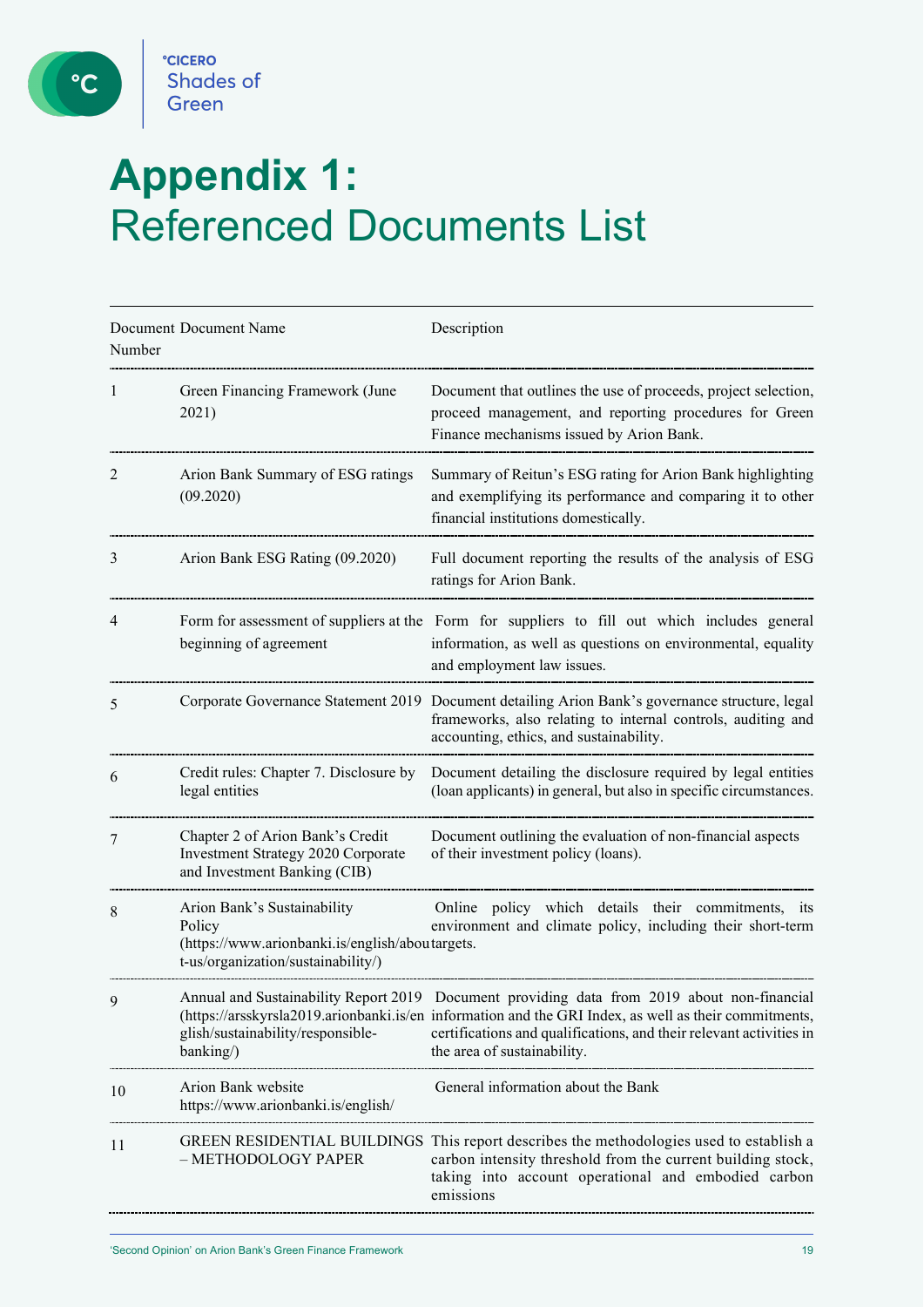# Appendix 1: Referenced Documents List

| Document Number | Document Name | Description |
|---|---|---|
| 1 | Green Financing Framework (June 2021) | Document that outlines the use of proceeds, project selection, proceed management, and reporting procedures for Green Finance mechanisms issued by Arion Bank. |
| 2 | Arion Bank Summary of ESG ratings (09.2020) | Summary of Reitun's ESG rating for Arion Bank highlighting and exemplifying its performance and comparing it to other financial institutions domestically. |
| 3 | Arion Bank ESG Rating (09.2020) | Full document reporting the results of the analysis of ESG ratings for Arion Bank. |
| 4 | Form for assessment of suppliers at the beginning of agreement | Form for suppliers to fill out which includes general information, as well as questions on environmental, equality and employment law issues. |
| 5 | Corporate Governance Statement 2019 | Document detailing Arion Bank's governance structure, legal frameworks, also relating to internal controls, auditing and accounting, ethics, and sustainability. |
| 6 | Credit rules: Chapter 7. Disclosure by legal entities | Document detailing the disclosure required by legal entities (loan applicants) in general, but also in specific circumstances. |
| 7 | Chapter 2 of Arion Bank's Credit Investment Strategy 2020 Corporate and Investment Banking (CIB) | Document outlining the evaluation of non-financial aspects of their investment policy (loans). |
| 8 | Arion Bank's Sustainability Policy (https://www.arionbanki.is/english/about-us/organization/sustainability/) | Online policy which details their commitments, its environment and climate policy, including their short-term targets. |
| 9 | Annual and Sustainability Report 2019 (https://arsskyrsla2019.arionbanki.is/english/sustainability/responsible-banking/) | Document providing data from 2019 about non-financial information and the GRI Index, as well as their commitments, certifications and qualifications, and their relevant activities in the area of sustainability. |
| 10 | Arion Bank website https://www.arionbanki.is/english/ | General information about the Bank |
| 11 | GREEN RESIDENTIAL BUILDINGS – METHODOLOGY PAPER | This report describes the methodologies used to establish a carbon intensity threshold from the current building stock, taking into account operational and embodied carbon emissions |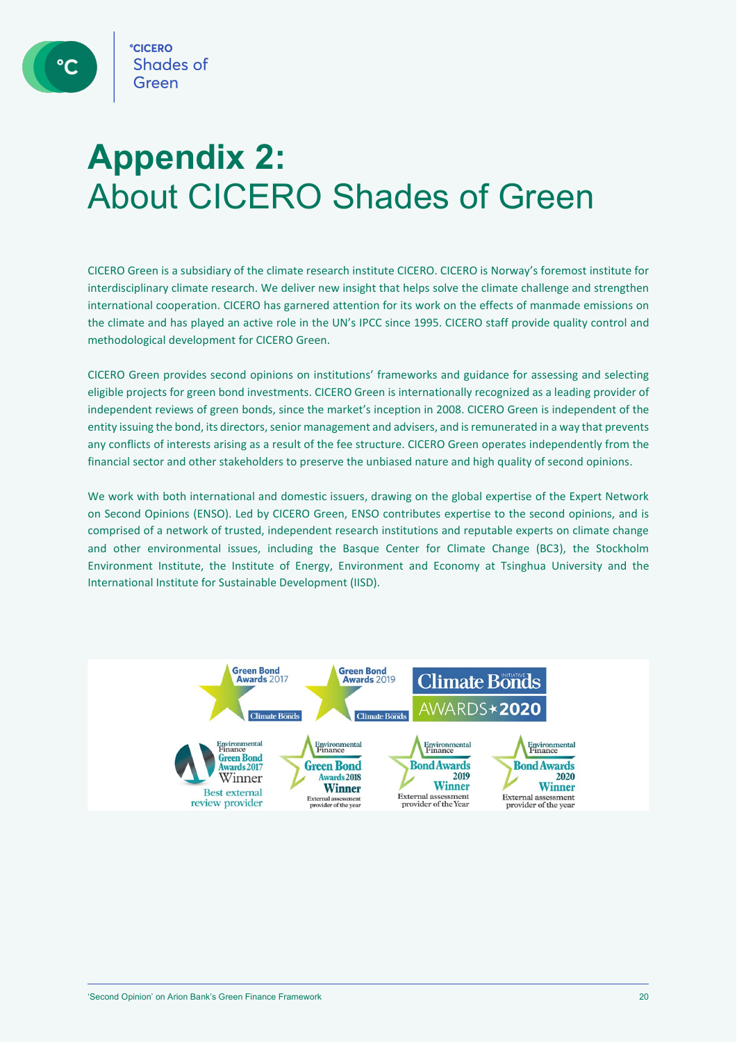# Appendix 2: About CICERO Shades of Green

CICERO Green is a subsidiary of the climate research institute CICERO. CICERO is Norway's foremost institute for interdisciplinary climate research. We deliver new insight that helps solve the climate challenge and strengthen international cooperation. CICERO has garnered attention for its work on the effects of manmade emissions on the climate and has played an active role in the UN's IPCC since 1995. CICERO staff provide quality control and methodological development for CICERO Green.

CICERO Green provides second opinions on institutions' frameworks and guidance for assessing and selecting eligible projects for green bond investments. CICERO Green is internationally recognized as a leading provider of independent reviews of green bonds, since the market's inception in 2008. CICERO Green is independent of the entity issuing the bond, its directors, senior management and advisers, and is remunerated in a way that prevents any conflicts of interests arising as a result of the fee structure. CICERO Green operates independently from the financial sector and other stakeholders to preserve the unbiased nature and high quality of second opinions.

We work with both international and domestic issuers, drawing on the global expertise of the Expert Network on Second Opinions (ENSO). Led by CICERO Green, ENSO contributes expertise to the second opinions, and is comprised of a network of trusted, independent research institutions and reputable experts on climate change and other environmental issues, including the Basque Center for Climate Change (BC3), the Stockholm Environment Institute, the Institute of Energy, Environment and Economy at Tsinghua University and the International Institute for Sustainable Development (IISD).

Green Bond Awards 2017 Climate Bonds

Green Bond Awards 2019 Climate Bonds

Climate Bonds Initiative AWARDS 2020

Environmental Finance Green Bond Awards 2017 Winner Best external review provider

Environmental Finance Green Bond Awards 2018 Winner External assessment provider of the year

Environmental Finance Bond Awards 2019 Winner External assessment provider of the Year

Environmental Finance Bond Awards 2020 Winner External assessment provider of the year